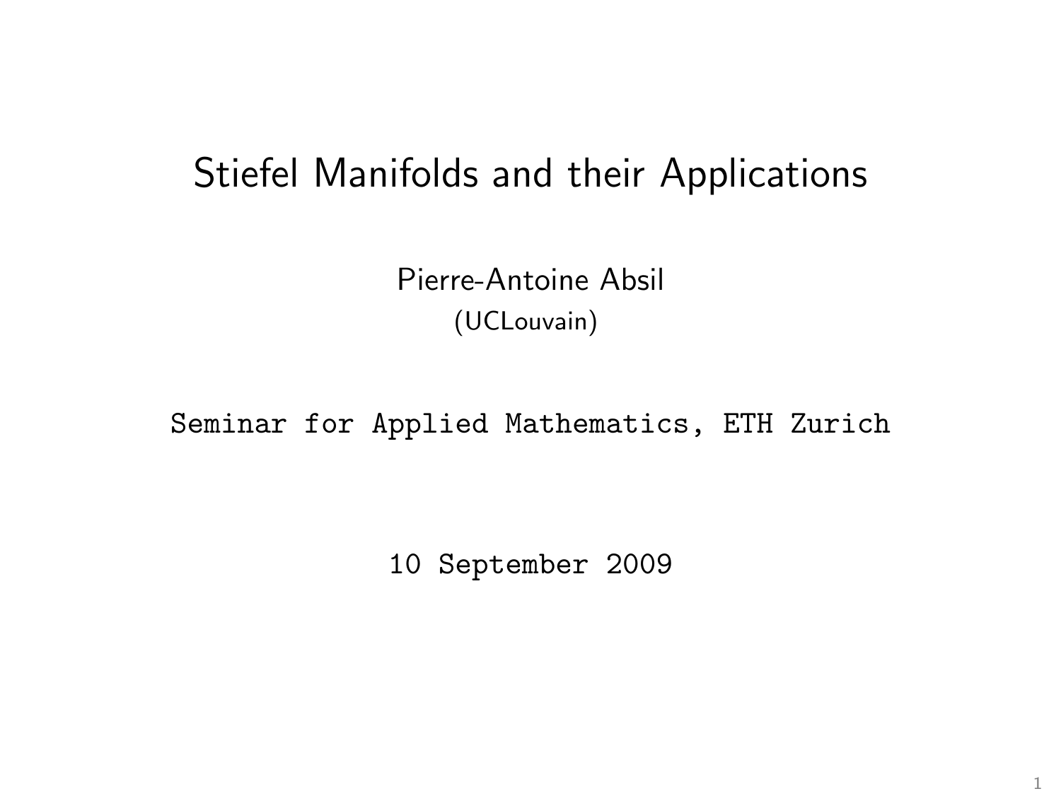# Stiefel Manifolds and their Applications

Pierre-Antoine Absil
(UCLouvain)

Seminar for Applied Mathematics, ETH Zurich

10 September 2009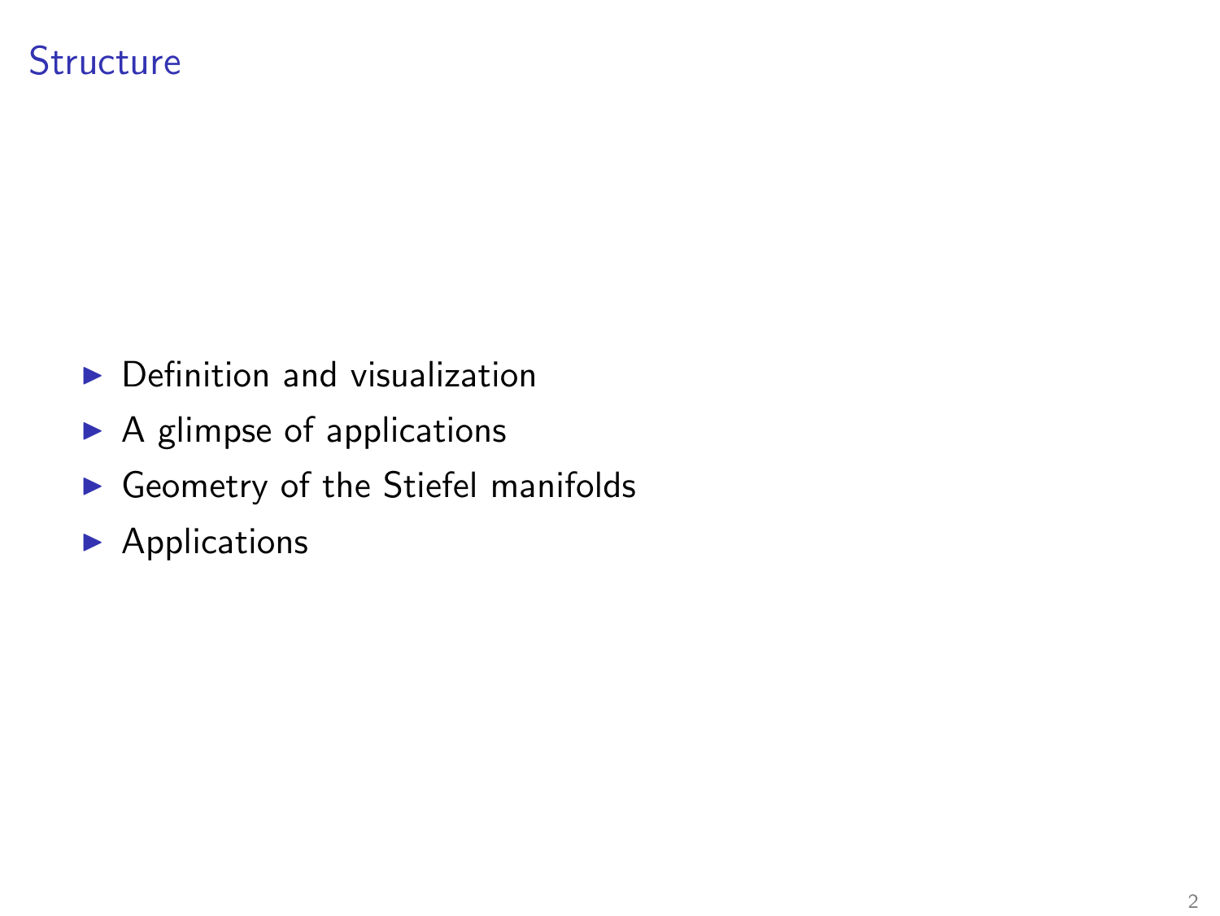## Structure

- Definition and visualization
- A glimpse of applications
- Geometry of the Stiefel manifolds
- Applications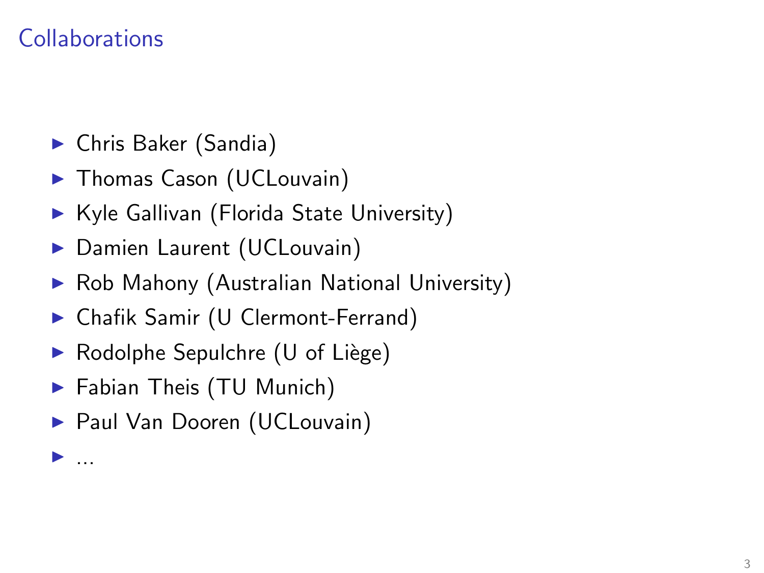## Collaborations

- Chris Baker (Sandia)
- Thomas Cason (UCLouvain)
- Kyle Gallivan (Florida State University)
- Damien Laurent (UCLouvain)
- Rob Mahony (Australian National University)
- Chafik Samir (U Clermont-Ferrand)
- Rodolphe Sepulchre (U of Liège)
- Fabian Theis (TU Munich)
- Paul Van Dooren (UCLouvain)
- ...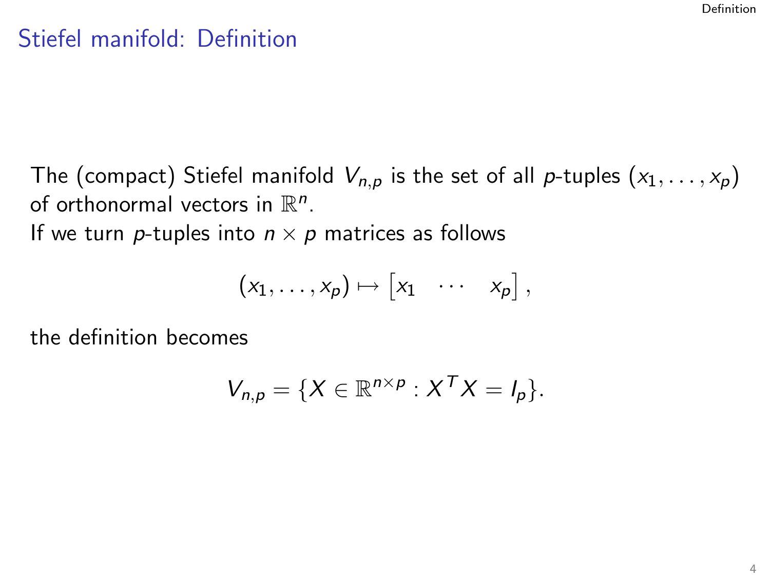# Stiefel manifold: Definition

The (compact) Stiefel manifold $V_{n,p}$ is the set of all $p$-tuples $(x_1, \ldots, x_p)$ of orthonormal vectors in $\mathbb{R}^n$.
If we turn $p$-tuples into $n \times p$ matrices as follows

$$(x_1, \ldots, x_p) \mapsto \begin{bmatrix} x_1 & \cdots & x_p \end{bmatrix},$$

the definition becomes

$$V_{n,p} = \{X \in \mathbb{R}^{n \times p} : X^T X = I_p\}.$$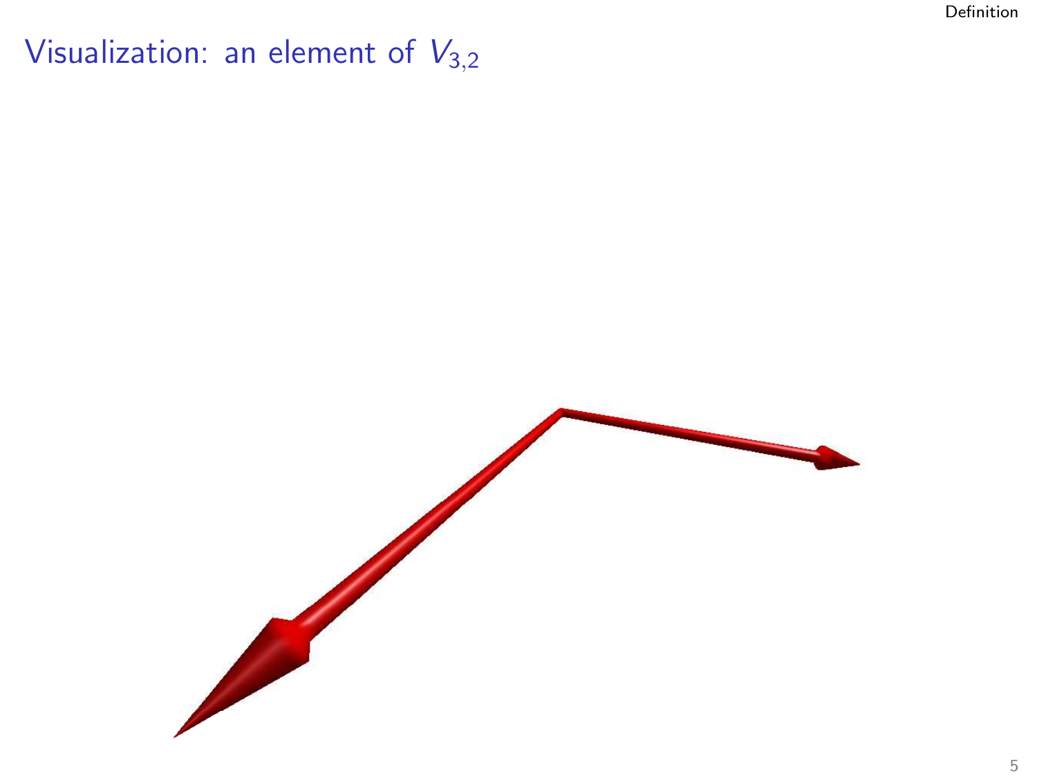# Visualization: an element of $V_{3,2}$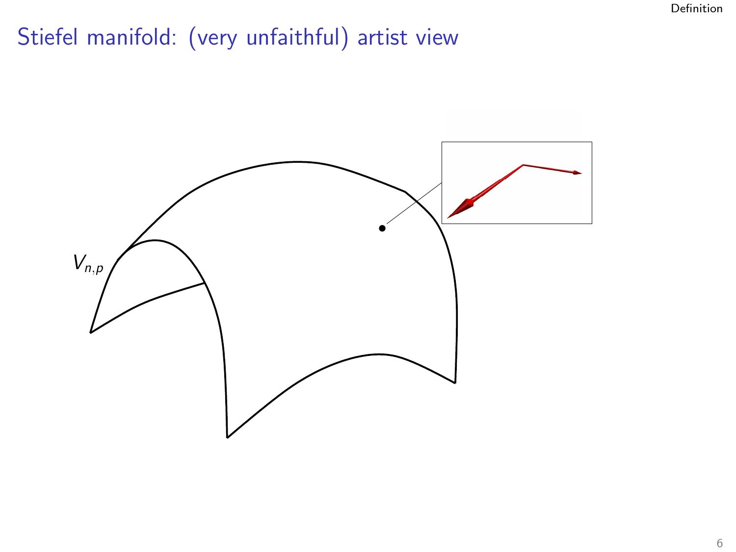# Stiefel manifold: (very unfaithful) artist view

$V_{n,p}$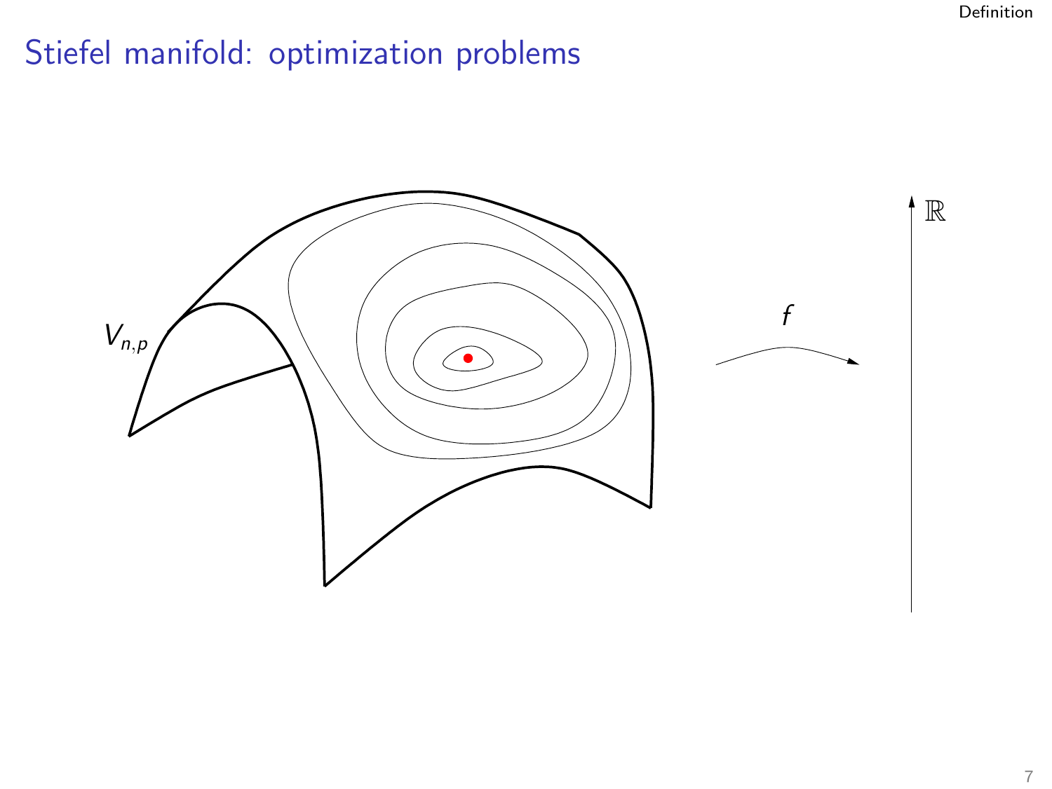# Stiefel manifold: optimization problems

$V_{n,p}$

$f$

$\mathbb{R}$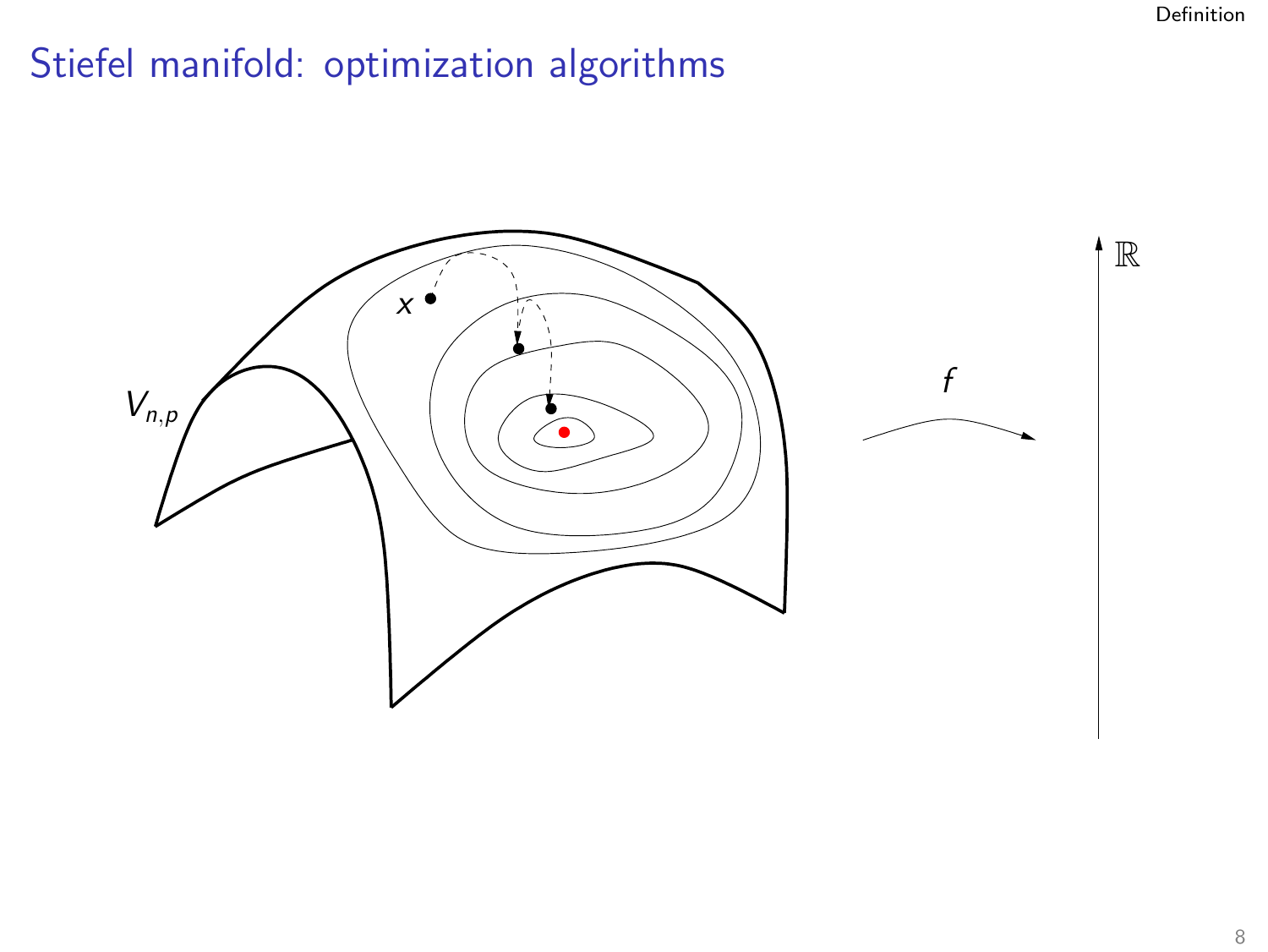# Stiefel manifold: optimization algorithms

$x$

$V_{n,p}$

$f$

$\mathbb{R}$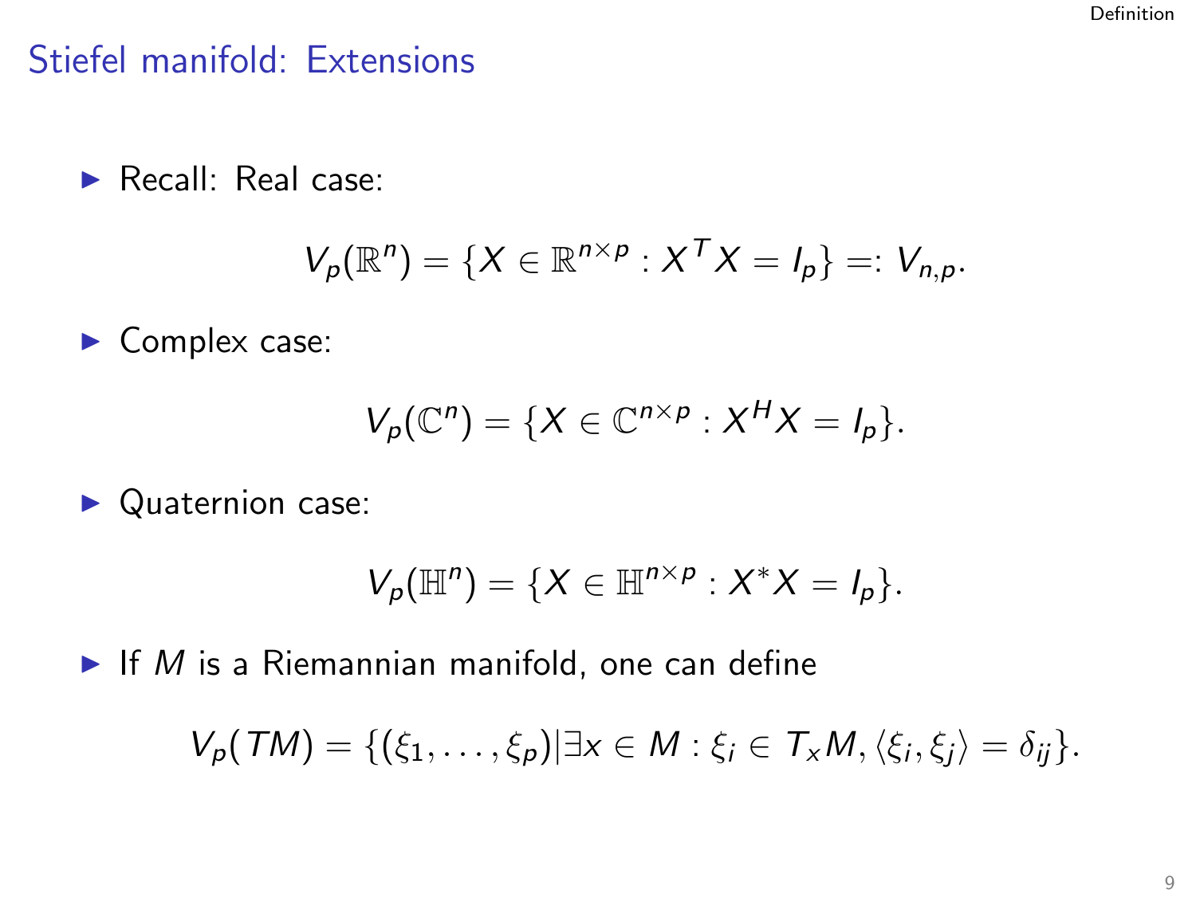## Stiefel manifold: Extensions

- Recall: Real case:

$$V_p(\mathbb{R}^n) = \{X \in \mathbb{R}^{n\times p} : X^T X = I_p\} =: V_{n,p}.$$

- Complex case:

$$V_p(\mathbb{C}^n) = \{X \in \mathbb{C}^{n\times p} : X^H X = I_p\}.$$

- Quaternion case:

$$V_p(\mathbb{H}^n) = \{X \in \mathbb{H}^{n\times p} : X^* X = I_p\}.$$

- If $M$ is a Riemannian manifold, one can define

$$V_p(TM) = \{(\xi_1, \dots, \xi_p) | \exists x \in M : \xi_i \in T_x M, \langle \xi_i, \xi_j \rangle = \delta_{ij}\}.$$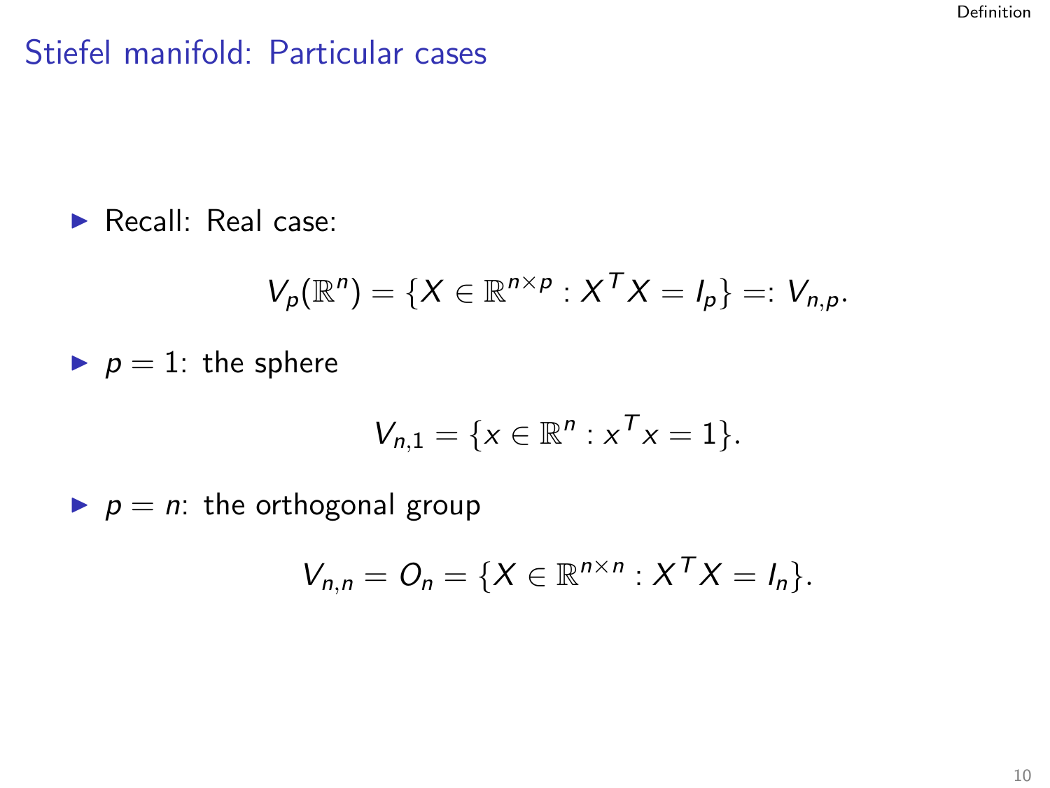## Stiefel manifold: Particular cases

- Recall: Real case:

$$V_p(\mathbb{R}^n) = \{X \in \mathbb{R}^{n \times p} : X^T X = I_p\} =: V_{n,p}.$$

- $p = 1$: the sphere

$$V_{n,1} = \{x \in \mathbb{R}^n : x^T x = 1\}.$$

- $p = n$: the orthogonal group

$$V_{n,n} = O_n = \{X \in \mathbb{R}^{n \times n} : X^T X = I_n\}.$$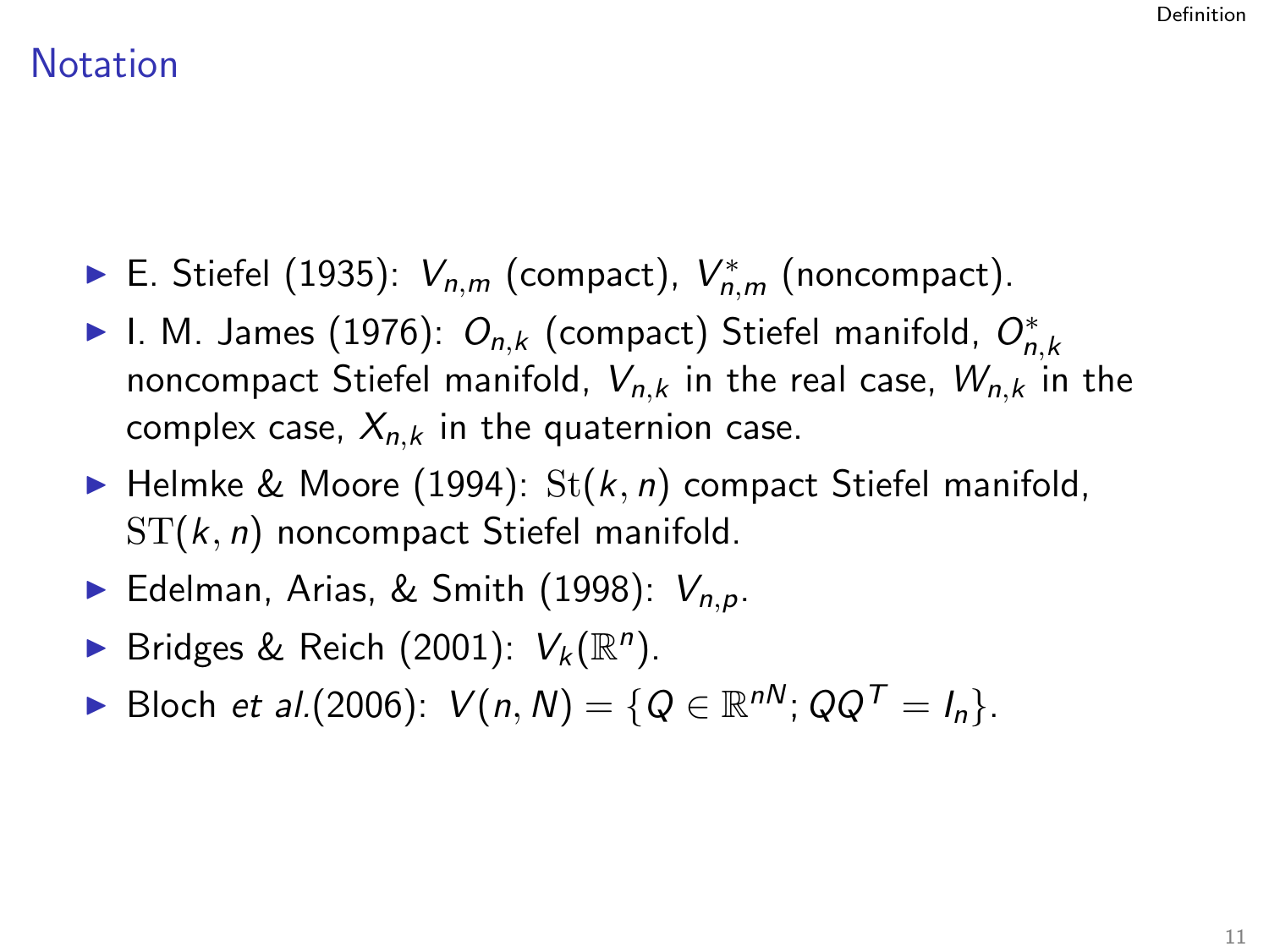# Notation

- E. Stiefel (1935): $V_{n,m}$ (compact), $V^*_{n,m}$ (noncompact).
- I. M. James (1976): $O_{n,k}$ (compact) Stiefel manifold, $O^*_{n,k}$ noncompact Stiefel manifold, $V_{n,k}$ in the real case, $W_{n,k}$ in the complex case, $X_{n,k}$ in the quaternion case.
- Helmke & Moore (1994): $\mathrm{St}(k,n)$ compact Stiefel manifold, $\mathrm{ST}(k,n)$ noncompact Stiefel manifold.
- Edelman, Arias, & Smith (1998): $V_{n,p}$.
- Bridges & Reich (2001): $V_k(\mathbb{R}^n)$.
- Bloch *et al.*(2006): $V(n,N) = \{Q \in \mathbb{R}^{nN}; QQ^T = I_n\}$.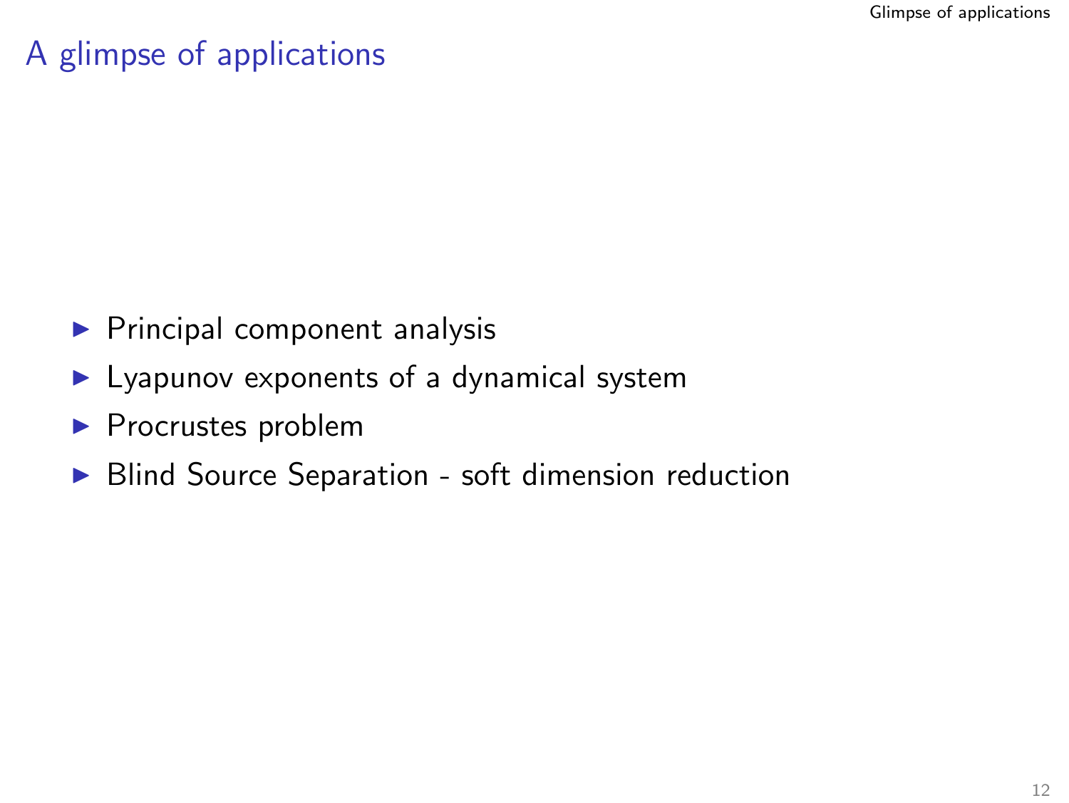# A glimpse of applications

- Principal component analysis
- Lyapunov exponents of a dynamical system
- Procrustes problem
- Blind Source Separation - soft dimension reduction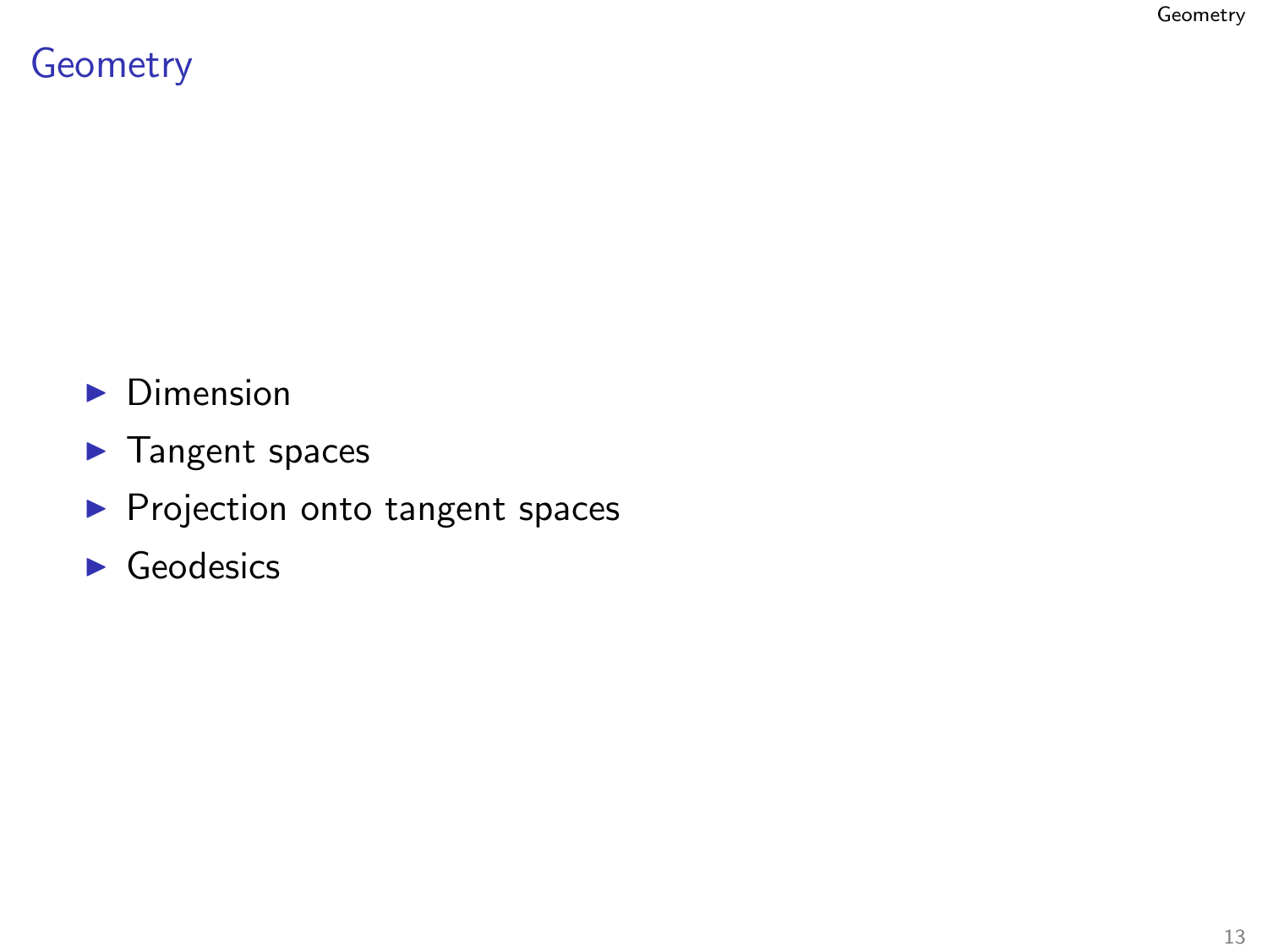# Geometry

- Dimension
- Tangent spaces
- Projection onto tangent spaces
- Geodesics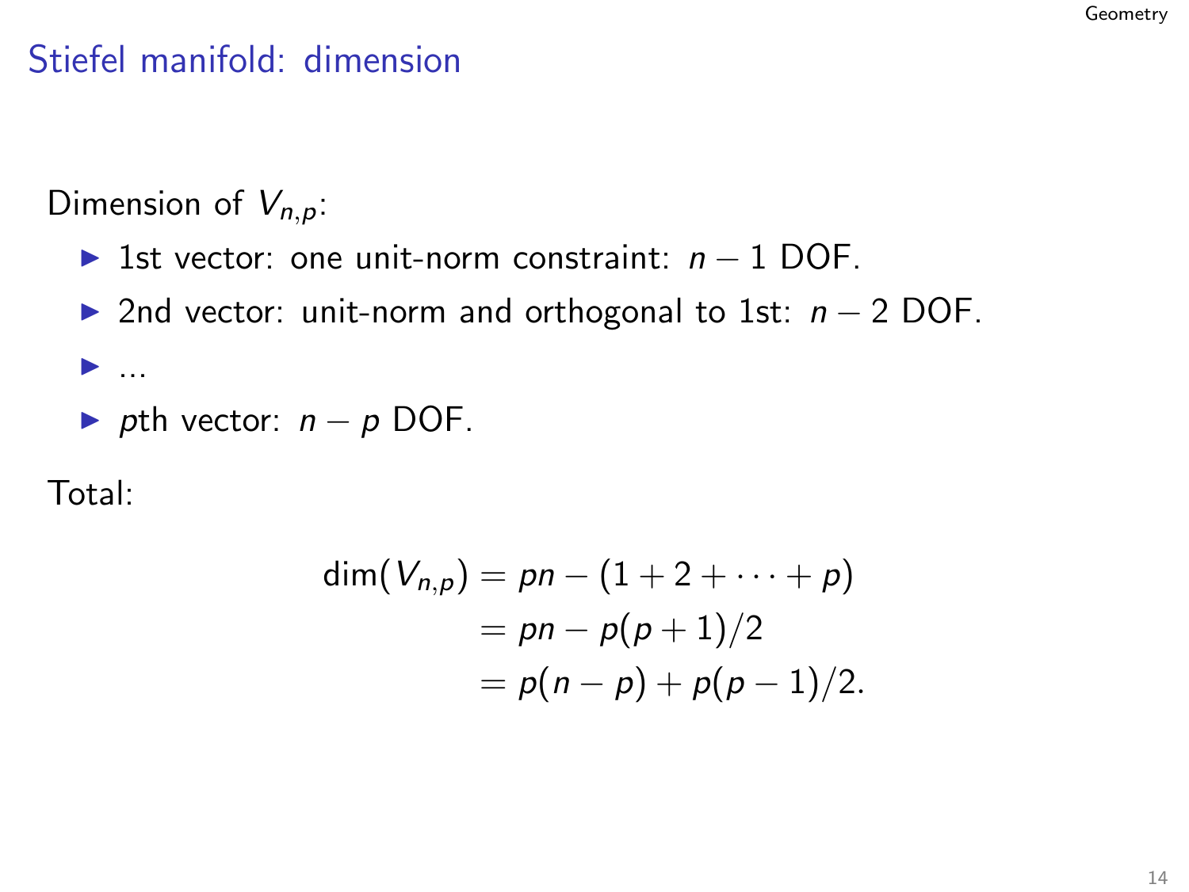## Stiefel manifold: dimension

Dimension of $V_{n,p}$:

- 1st vector: one unit-norm constraint: $n-1$ DOF.
- 2nd vector: unit-norm and orthogonal to 1st: $n-2$ DOF.
- ...
- $p$th vector: $n-p$ DOF.

Total:

$$
\begin{aligned}
\dim(V_{n,p}) &= pn - (1 + 2 + \cdots + p) \\
&= pn - p(p+1)/2 \\
&= p(n-p) + p(p-1)/2.
\end{aligned}
$$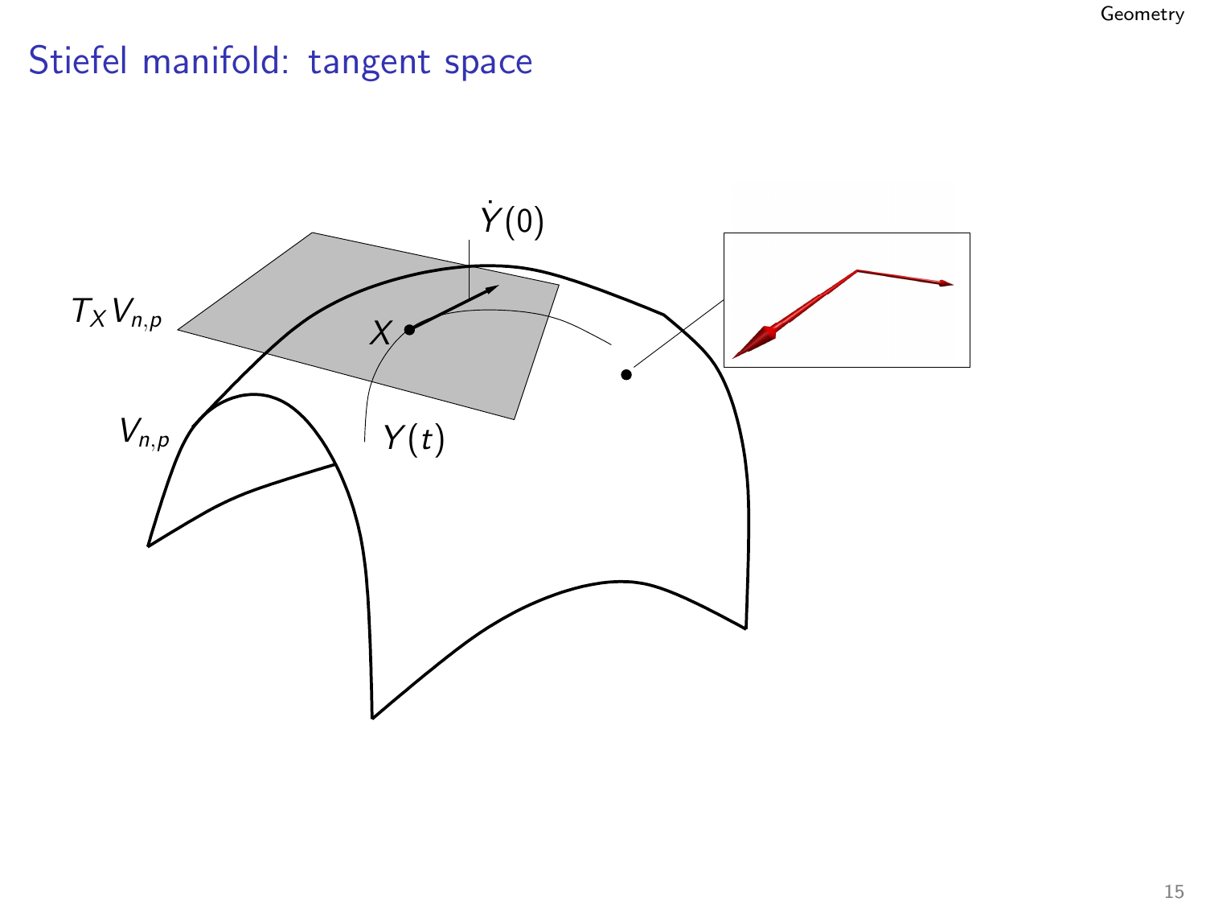# Stiefel manifold: tangent space

$\dot{Y}(0)$

$T_X V_{n,p}$

$X$

$V_{n,p}$

$Y(t)$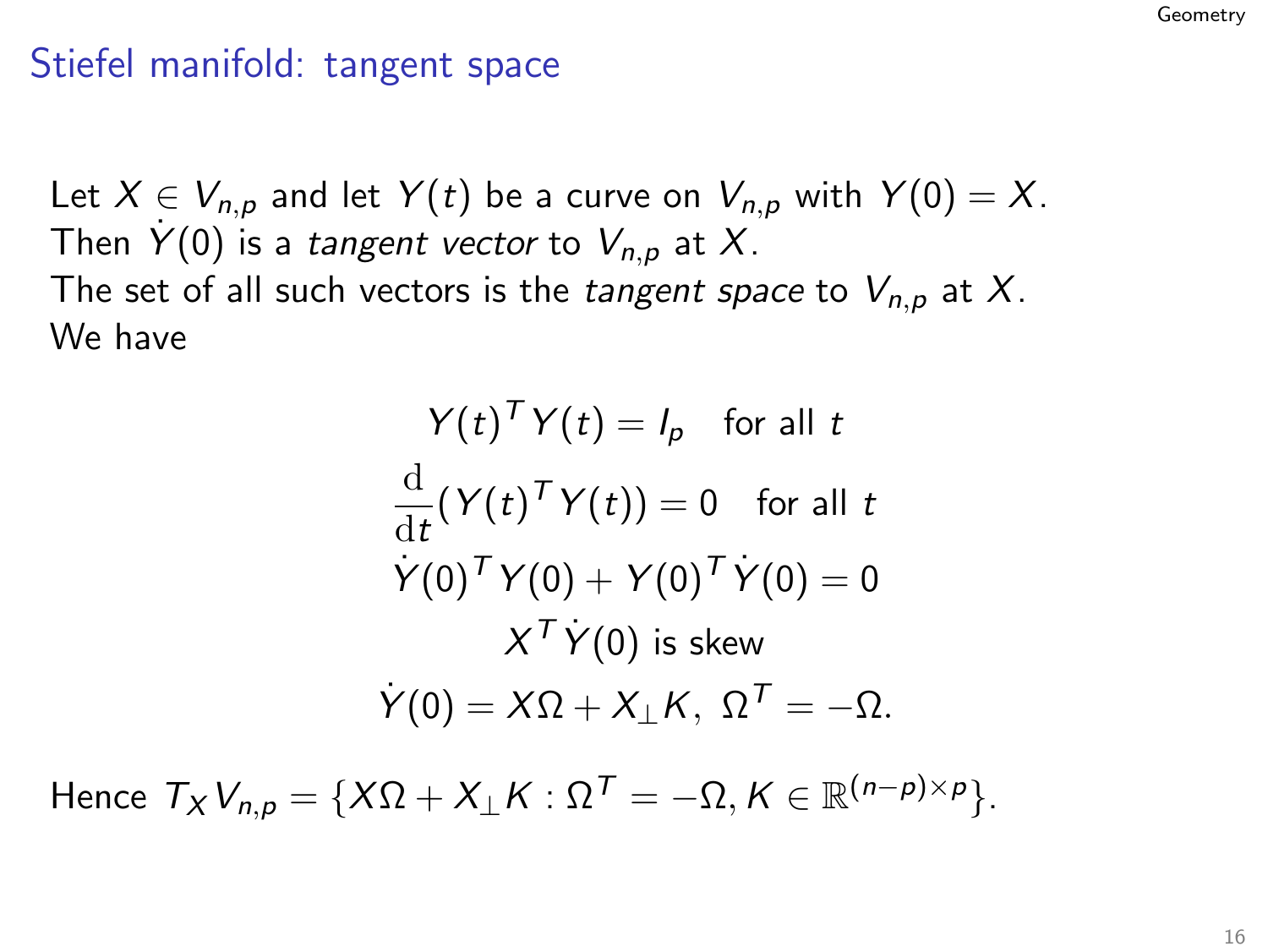# Stiefel manifold: tangent space

Let $X \in V_{n,p}$ and let $Y(t)$ be a curve on $V_{n,p}$ with $Y(0) = X$.
Then $\dot{Y}(0)$ is a *tangent vector* to $V_{n,p}$ at $X$.
The set of all such vectors is the *tangent space* to $V_{n,p}$ at $X$.
We have

$$
\begin{gathered}
Y(t)^T Y(t) = I_p \quad \text{for all } t \\
\frac{\mathrm{d}}{\mathrm{d}t}(Y(t)^T Y(t)) = 0 \quad \text{for all } t \\
\dot{Y}(0)^T Y(0) + Y(0)^T \dot{Y}(0) = 0 \\
X^T \dot{Y}(0) \text{ is skew} \\
\dot{Y}(0) = X\Omega + X_\perp K,\ \Omega^T = -\Omega.
\end{gathered}
$$

Hence $T_X V_{n,p} = \{X\Omega + X_\perp K : \Omega^T = -\Omega, K \in \mathbb{R}^{(n-p)\times p}\}$.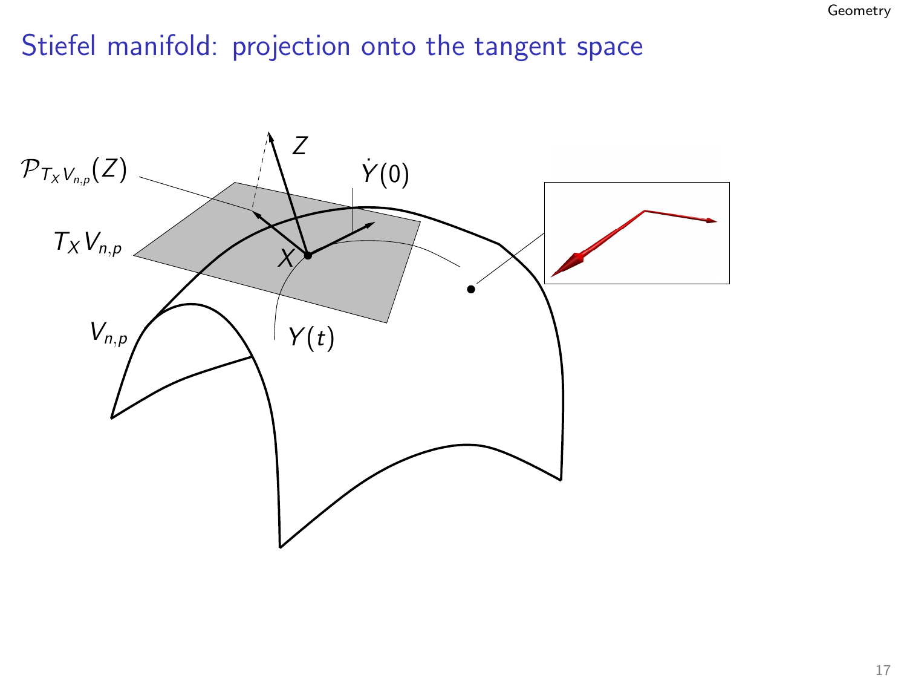# Stiefel manifold: projection onto the tangent space

$Z$

$\mathcal{P}_{T_X V_{n,p}}(Z)$

$\dot{Y}(0)$

$T_X V_{n,p}$

$X$

$V_{n,p}$

$Y(t)$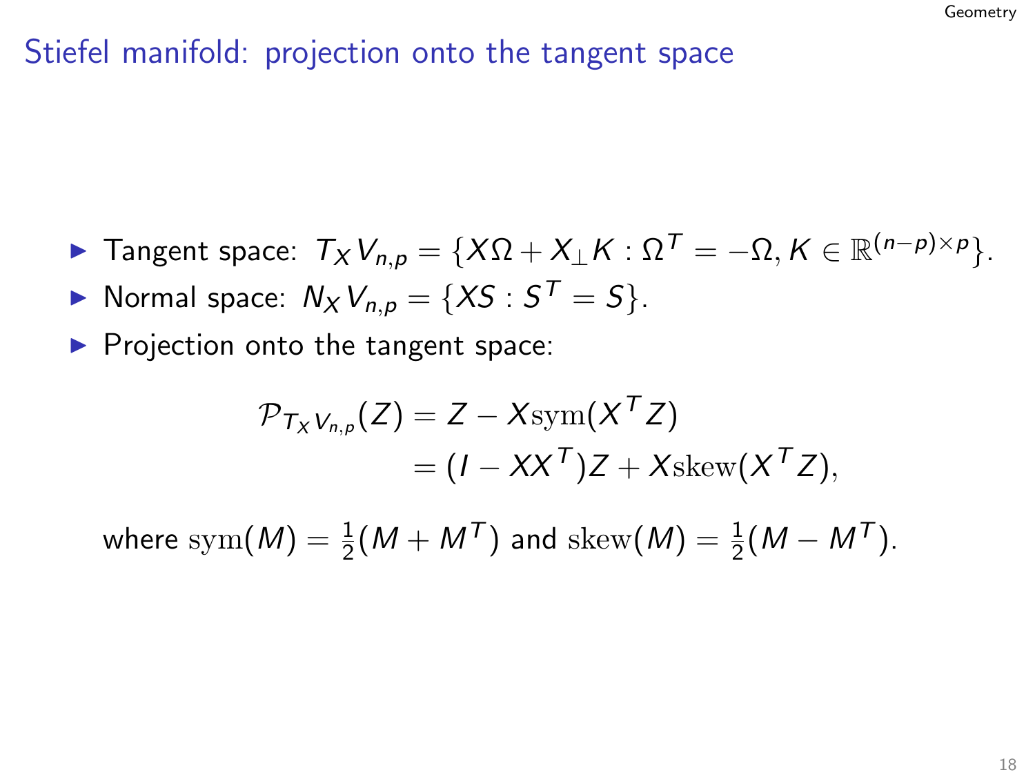# Stiefel manifold: projection onto the tangent space

- Tangent space: $T_X V_{n,p} = \{X\Omega + X_\perp K : \Omega^T = -\Omega, K \in \mathbb{R}^{(n-p)\times p}\}$.
- Normal space: $N_X V_{n,p} = \{XS : S^T = S\}$.
- Projection onto the tangent space:

$$
\begin{aligned}
\mathcal{P}_{T_X V_{n,p}}(Z) &= Z - X\mathrm{sym}(X^T Z) \\
&= (I - XX^T)Z + X\mathrm{skew}(X^T Z),
\end{aligned}
$$

where $\mathrm{sym}(M) = \frac{1}{2}(M + M^T)$ and $\mathrm{skew}(M) = \frac{1}{2}(M - M^T)$.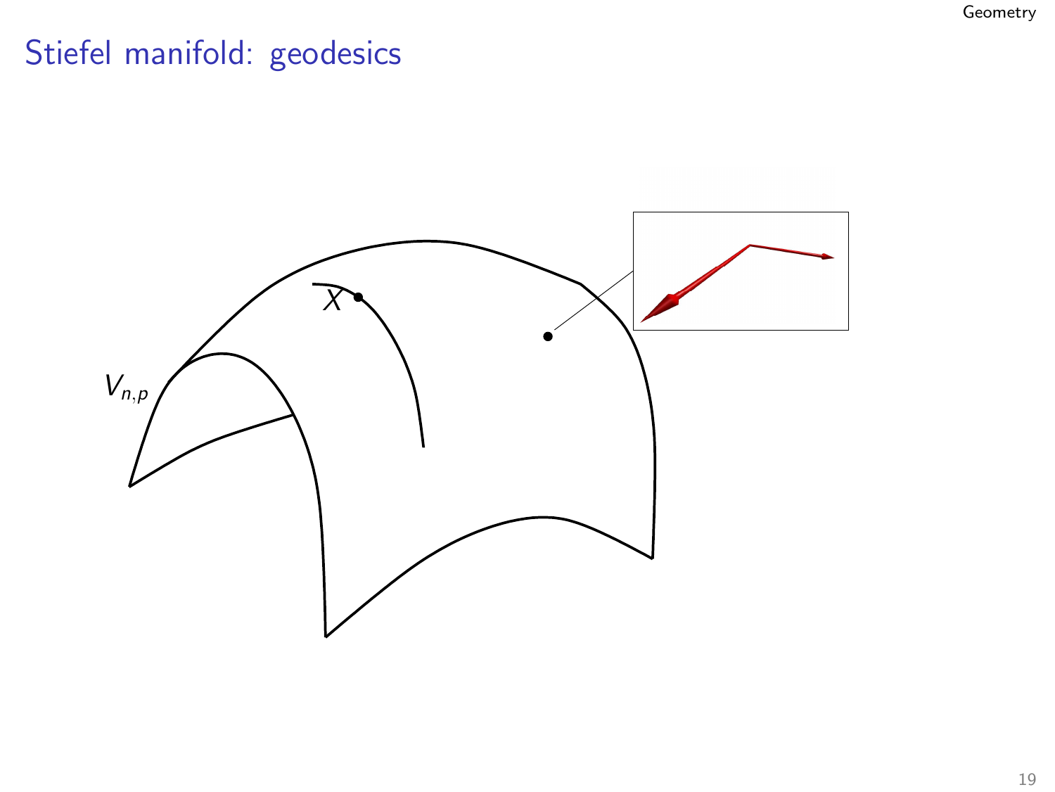# Stiefel manifold: geodesics

$V_{n,p}$

$X$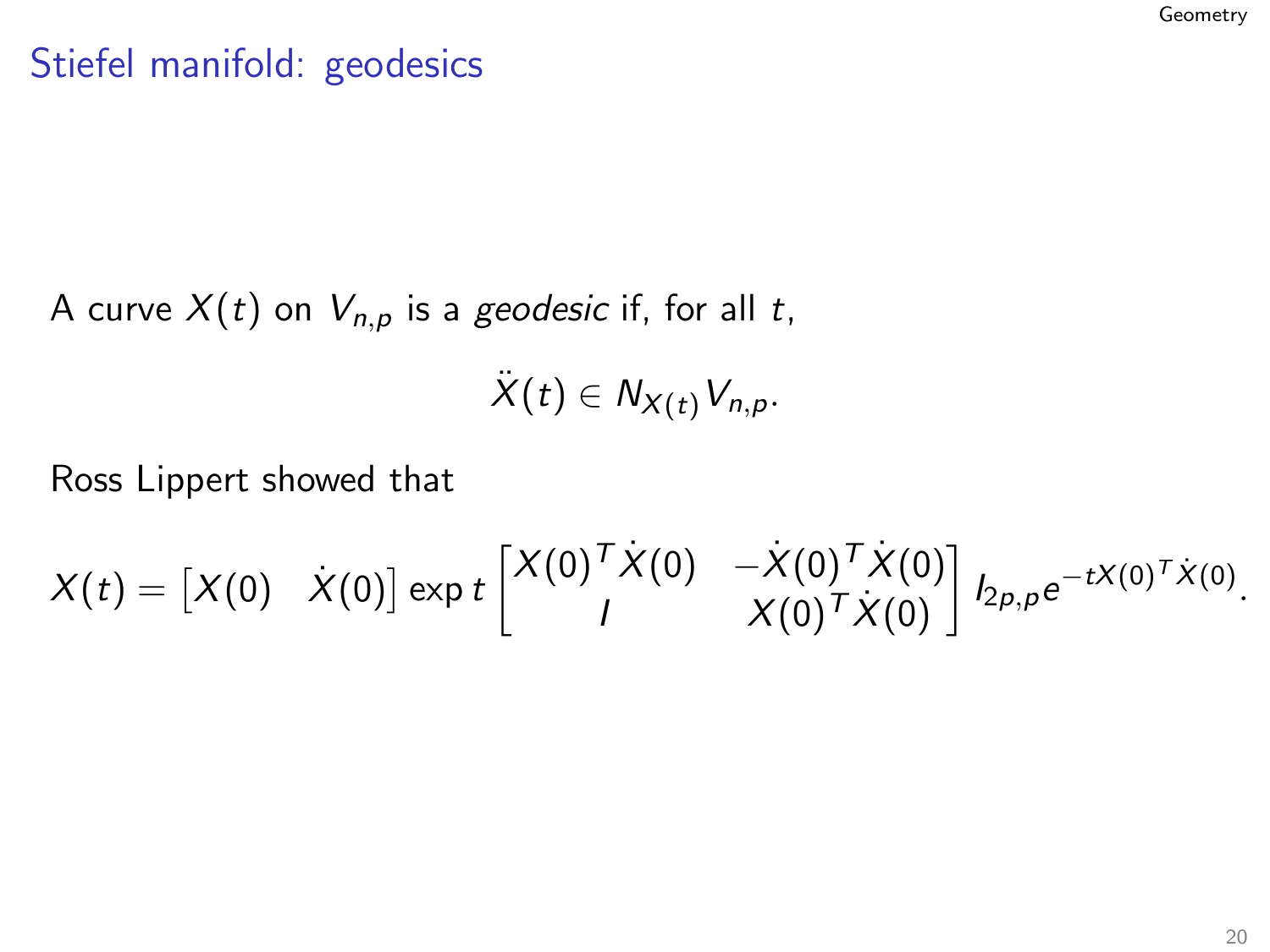# Stiefel manifold: geodesics

A curve $X(t)$ on $V_{n,p}$ is a *geodesic* if, for all $t$,

$$\ddot{X}(t) \in N_{X(t)} V_{n,p}.$$

Ross Lippert showed that

$$X(t) = \begin{bmatrix} X(0) & \dot{X}(0) \end{bmatrix} \exp t \begin{bmatrix} X(0)^T \dot{X}(0) & -\dot{X}(0)^T \dot{X}(0) \\ I & X(0)^T \dot{X}(0) \end{bmatrix} I_{2p,p} e^{-tX(0)^T \dot{X}(0)}.$$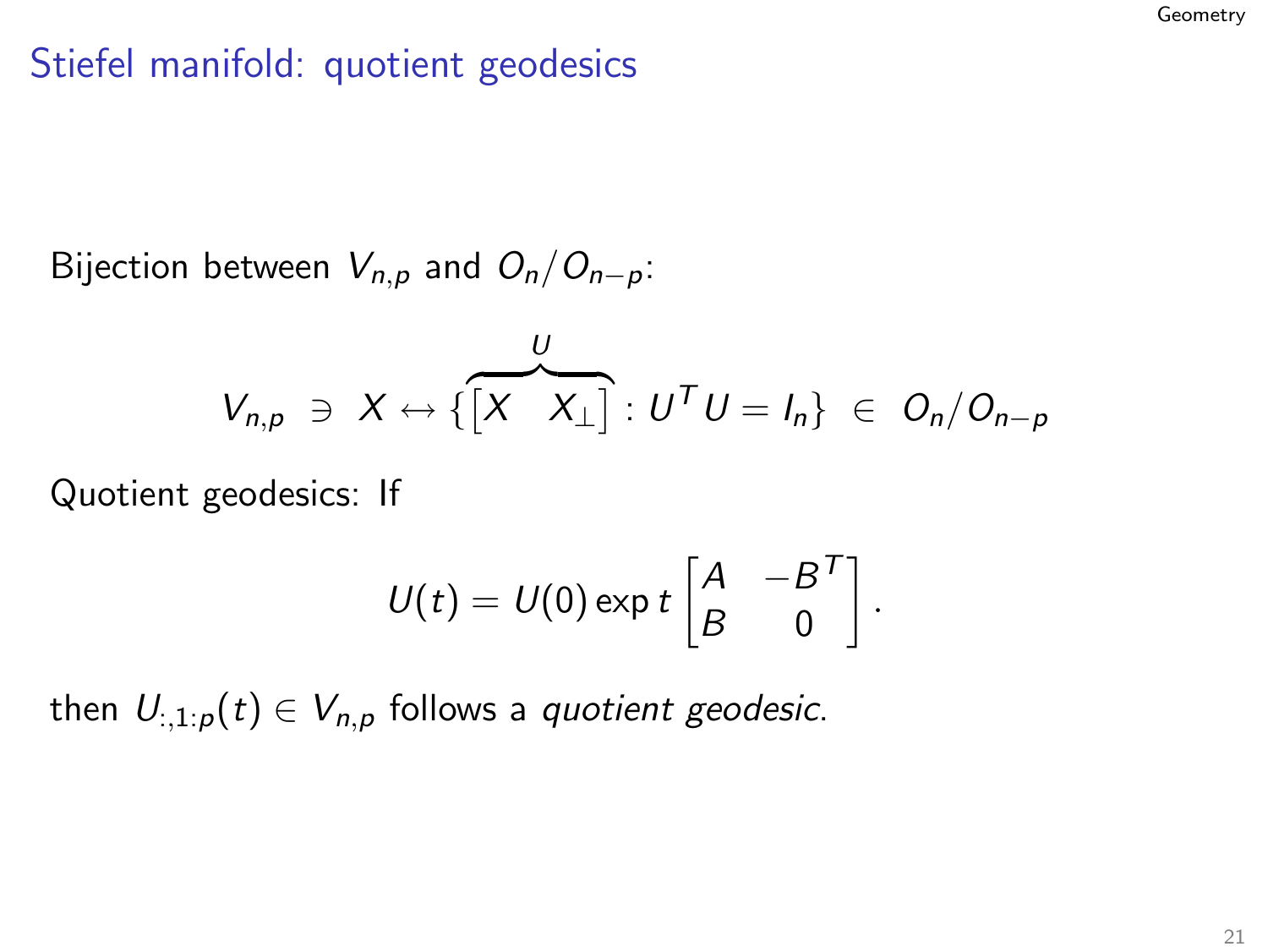# Stiefel manifold: quotient geodesics

Bijection between $V_{n,p}$ and $O_n/O_{n-p}$:

$$V_{n,p} \ \ni \ X \leftrightarrow \{\overbrace{\begin{bmatrix} X & X_\perp \end{bmatrix}}^{U} : U^T U = I_n\} \ \in \ O_n/O_{n-p}$$

Quotient geodesics: If

$$U(t) = U(0) \exp t \begin{bmatrix} A & -B^T \\ B & 0 \end{bmatrix}.$$

then $U_{:,1:p}(t) \in V_{n,p}$ follows a *quotient geodesic*.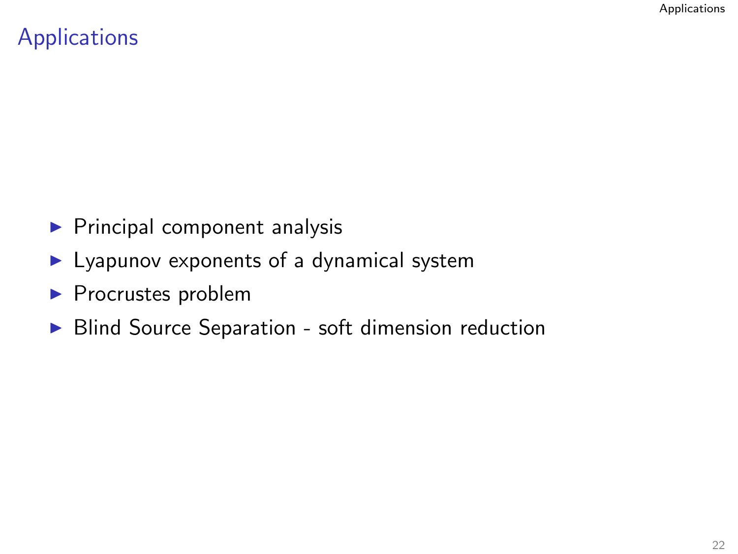# Applications

- Principal component analysis
- Lyapunov exponents of a dynamical system
- Procrustes problem
- Blind Source Separation - soft dimension reduction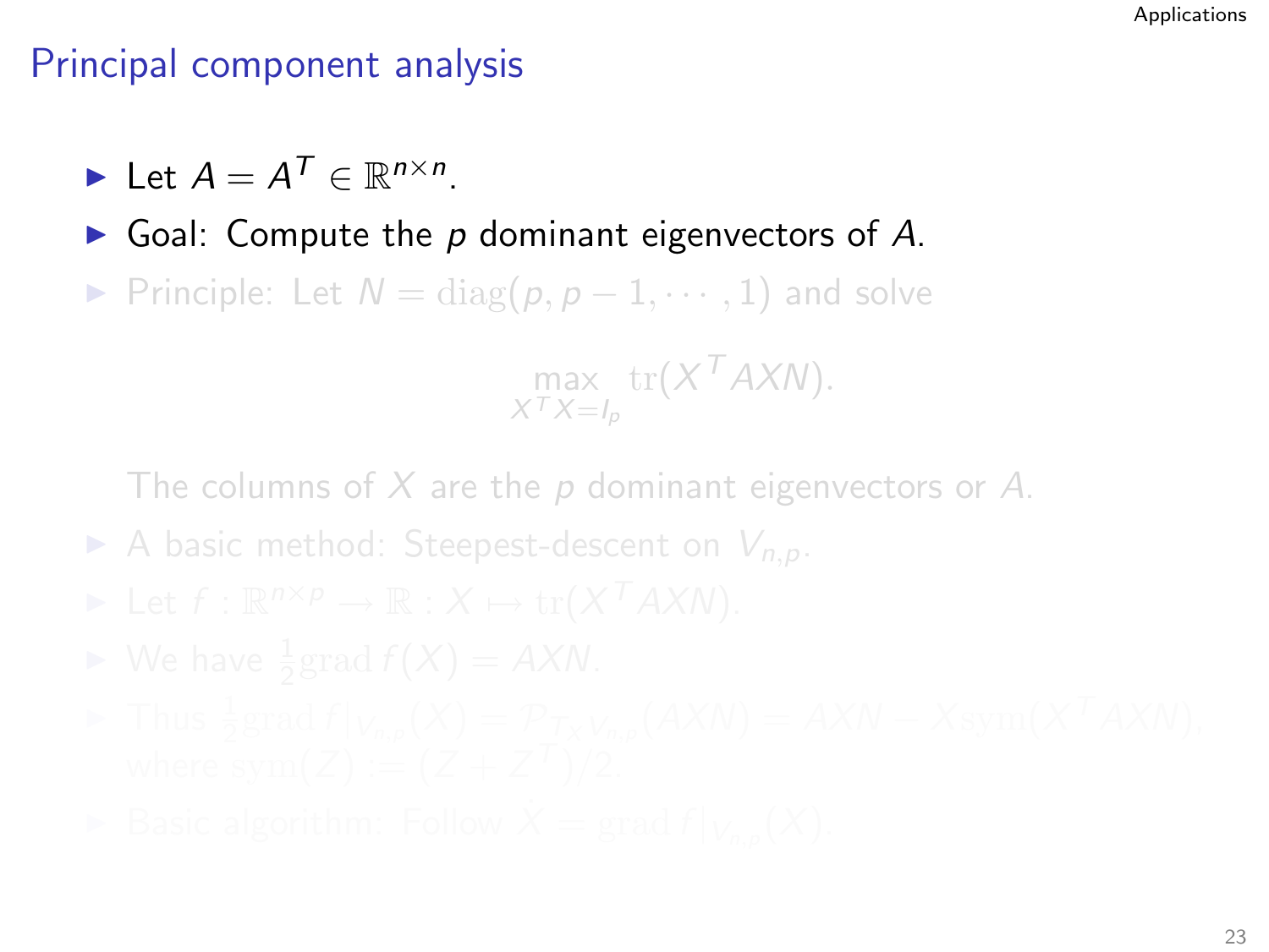## Principal component analysis

- Let $A = A^T \in \mathbb{R}^{n \times n}$.
- Goal: Compute the $p$ dominant eigenvectors of $A$.
- Principle: Let $N = \mathrm{diag}(p, p-1, \cdots, 1)$ and solve

$$\max_{X^T X = I_p} \mathrm{tr}(X^T A X N).$$

  The columns of $X$ are the $p$ dominant eigenvectors or $A$.
- A basic method: Steepest-descent on $V_{n,p}$.
- Let $f : \mathbb{R}^{n \times p} \to \mathbb{R} : X \mapsto \mathrm{tr}(X^T A X N)$.
- We have $\frac{1}{2}\mathrm{grad}\, f(X) = AXN$.
- Thus $\frac{1}{2}\mathrm{grad}\, f|_{V_{n,p}}(X) = \mathcal{P}_{T_X V_{n,p}}(AXN) = AXN - X\mathrm{sym}(X^T AXN)$, where $\mathrm{sym}(Z) := (Z + Z^T)/2$.
- Basic algorithm: Follow $\dot{X} = \mathrm{grad}\, f|_{V_{n,p}}(X)$.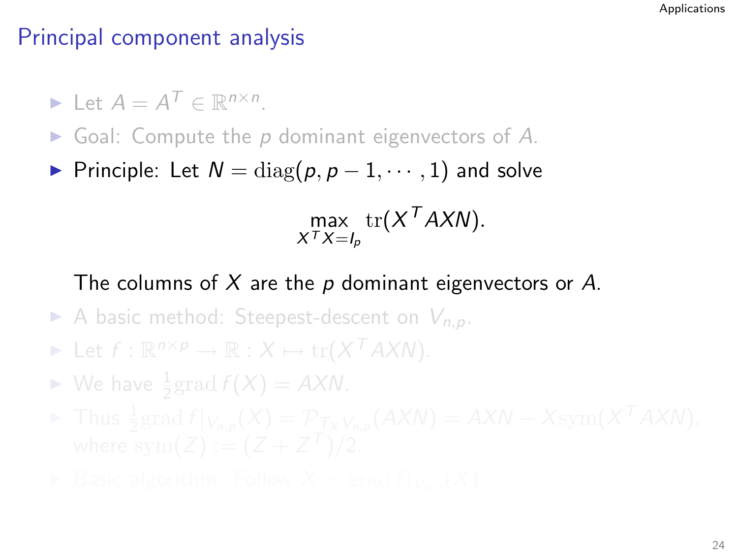## Principal component analysis

- Let $A = A^T \in \mathbb{R}^{n\times n}$.
- Goal: Compute the $p$ dominant eigenvectors of $A$.
- Principle: Let $N = \mathrm{diag}(p, p-1, \cdots, 1)$ and solve

$$\max_{X^T X = I_p} \mathrm{tr}(X^T A X N).$$

  The columns of $X$ are the $p$ dominant eigenvectors or $A$.

- A basic method: Steepest-descent on $V_{n,p}$.
- Let $f : \mathbb{R}^{n\times p} \to \mathbb{R} : X \mapsto \mathrm{tr}(X^T A X N)$.
- We have $\frac{1}{2}\mathrm{grad}\, f(X) = AXN$.
- Thus $\frac{1}{2}\mathrm{grad}\, f|_{V_{n,p}}(X) = \mathcal{P}_{T_X V_{n,p}}(AXN) = AXN - X\mathrm{sym}(X^T AXN)$, where $\mathrm{sym}(Z) := (Z + Z^T)/2$.
- Basic algorithm: Follow $\dot{X} = \mathrm{grad}\, f|_{V_{n,p}}(X)$.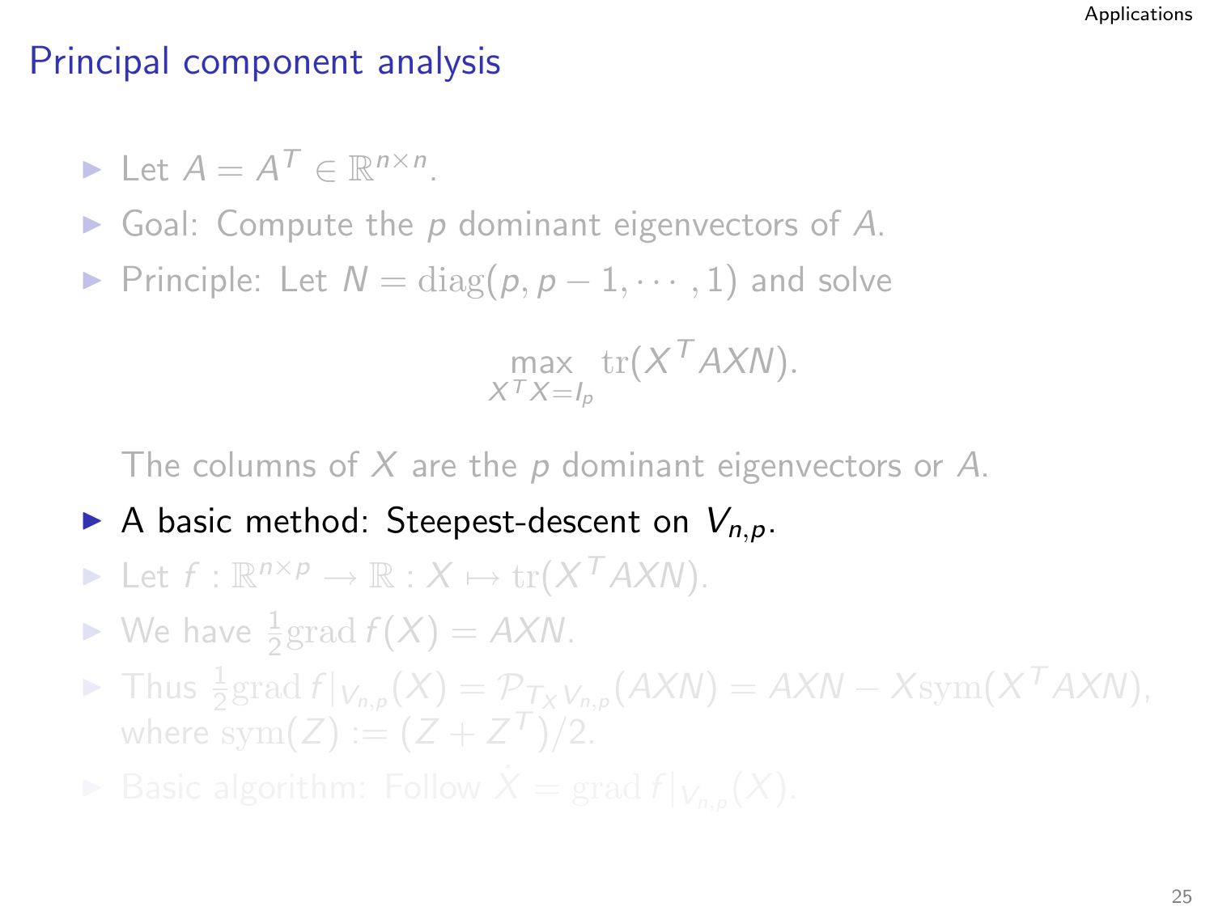## Principal component analysis

- Let $A = A^T \in \mathbb{R}^{n \times n}$.
- Goal: Compute the $p$ dominant eigenvectors of $A$.
- Principle: Let $N = \mathrm{diag}(p, p-1, \cdots, 1)$ and solve

$$\max_{X^T X = I_p} \mathrm{tr}(X^T A X N).$$

  The columns of $X$ are the $p$ dominant eigenvectors or $A$.
- A basic method: Steepest-descent on $V_{n,p}$.
- Let $f : \mathbb{R}^{n \times p} \to \mathbb{R} : X \mapsto \mathrm{tr}(X^T A X N)$.
- We have $\frac{1}{2} \mathrm{grad}\, f(X) = AXN$.
- Thus $\frac{1}{2} \mathrm{grad}\, f|_{V_{n,p}}(X) = \mathcal{P}_{T_X V_{n,p}}(AXN) = AXN - X \mathrm{sym}(X^T AXN)$, where $\mathrm{sym}(Z) := (Z + Z^T)/2$.
- Basic algorithm: Follow $\dot{X} = \mathrm{grad}\, f|_{V_{n,p}}(X)$.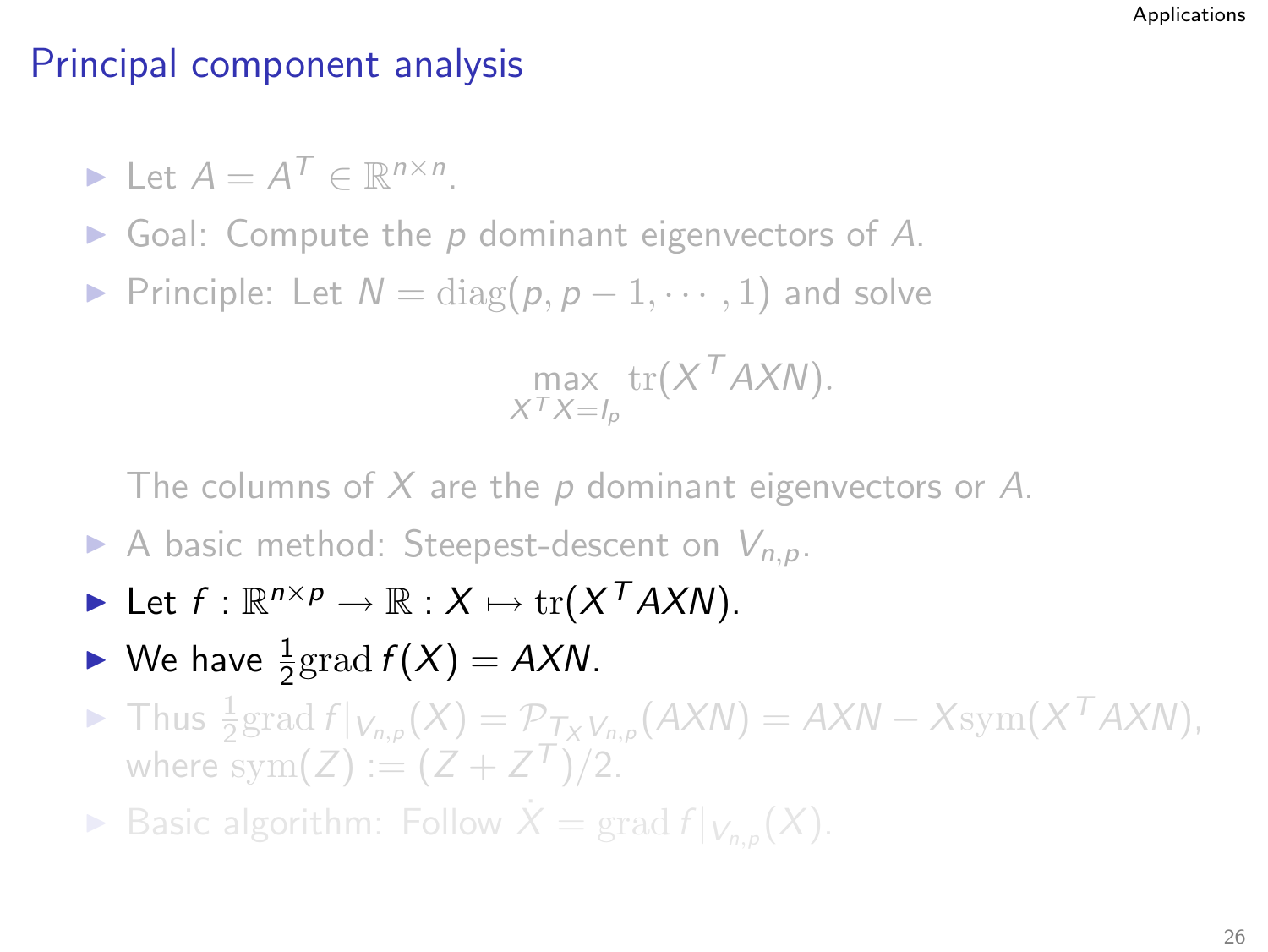## Principal component analysis

- Let $A = A^T \in \mathbb{R}^{n\times n}$.
- Goal: Compute the $p$ dominant eigenvectors of $A$.
- Principle: Let $N = \mathrm{diag}(p, p-1, \cdots, 1)$ and solve

$$\max_{X^T X = I_p} \mathrm{tr}(X^T A X N).$$

  The columns of $X$ are the $p$ dominant eigenvectors or $A$.
- A basic method: Steepest-descent on $V_{n,p}$.
- Let $f : \mathbb{R}^{n\times p} \to \mathbb{R} : X \mapsto \mathrm{tr}(X^T A X N)$.
- We have $\frac{1}{2}\mathrm{grad}\, f(X) = AXN$.
- Thus $\frac{1}{2}\mathrm{grad}\, f|_{V_{n,p}}(X) = \mathcal{P}_{T_X V_{n,p}}(AXN) = AXN - X\mathrm{sym}(X^T A X N)$, where $\mathrm{sym}(Z) := (Z + Z^T)/2$.
- Basic algorithm: Follow $\dot{X} = \mathrm{grad}\, f|_{V_{n,p}}(X)$.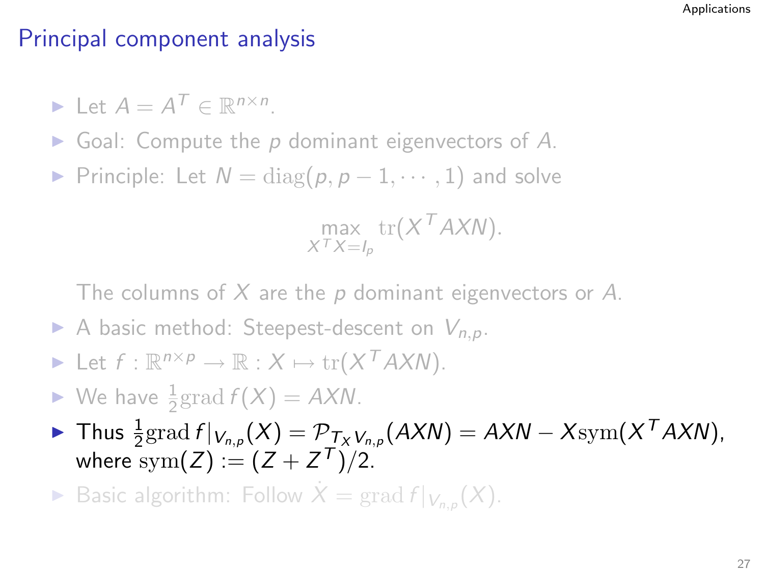# Principal component analysis

- Let $A = A^T \in \mathbb{R}^{n \times n}$.
- Goal: Compute the $p$ dominant eigenvectors of $A$.
- Principle: Let $N = \mathrm{diag}(p, p-1, \cdots, 1)$ and solve

$$\max_{X^T X = I_p} \mathrm{tr}(X^T A X N).$$

  The columns of $X$ are the $p$ dominant eigenvectors or $A$.
- A basic method: Steepest-descent on $V_{n,p}$.
- Let $f : \mathbb{R}^{n \times p} \to \mathbb{R} : X \mapsto \mathrm{tr}(X^T A X N)$.
- We have $\frac{1}{2}\mathrm{grad}\, f(X) = AXN$.
- Thus $\frac{1}{2}\mathrm{grad}\, f|_{V_{n,p}}(X) = \mathcal{P}_{T_X V_{n,p}}(AXN) = AXN - X\mathrm{sym}(X^T A X N)$, where $\mathrm{sym}(Z) := (Z + Z^T)/2$.
- Basic algorithm: Follow $\dot{X} = \mathrm{grad}\, f|_{V_{n,p}}(X)$.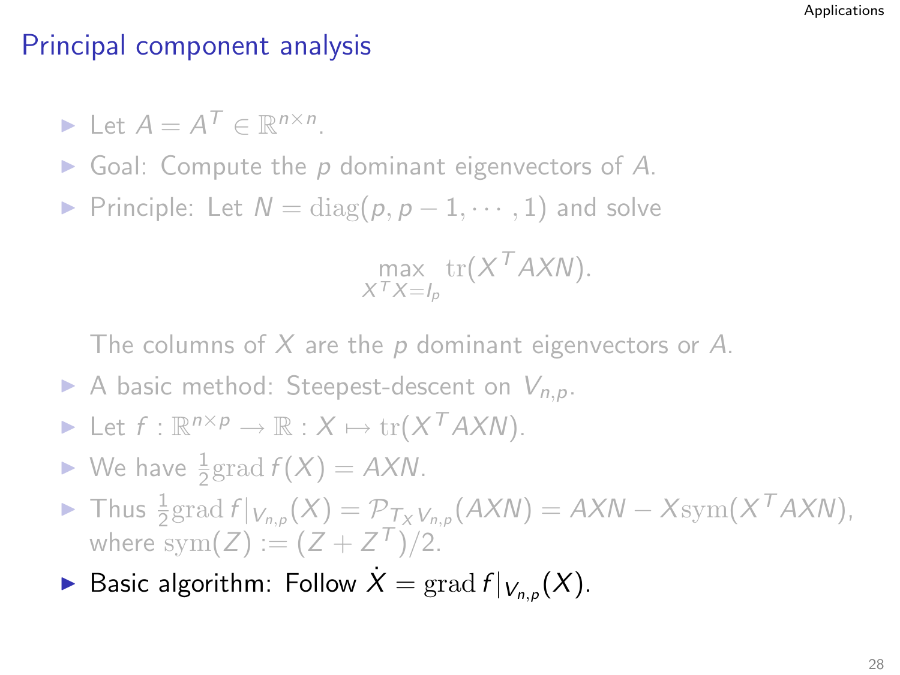# Principal component analysis

- Let $A = A^T \in \mathbb{R}^{n\times n}$.
- Goal: Compute the $p$ dominant eigenvectors of $A$.
- Principle: Let $N = \mathrm{diag}(p, p-1, \cdots, 1)$ and solve

$$\max_{X^T X = I_p} \mathrm{tr}(X^T A X N).$$

  The columns of $X$ are the $p$ dominant eigenvectors or $A$.

- A basic method: Steepest-descent on $V_{n,p}$.
- Let $f : \mathbb{R}^{n\times p} \to \mathbb{R} : X \mapsto \mathrm{tr}(X^T A X N)$.
- We have $\frac{1}{2}\mathrm{grad}\, f(X) = AXN$.
- Thus $\frac{1}{2}\mathrm{grad}\, f|_{V_{n,p}}(X) = \mathcal{P}_{T_X V_{n,p}}(AXN) = AXN - X\mathrm{sym}(X^T AXN)$, where $\mathrm{sym}(Z) := (Z + Z^T)/2$.
- Basic algorithm: Follow $\dot{X} = \mathrm{grad}\, f|_{V_{n,p}}(X)$.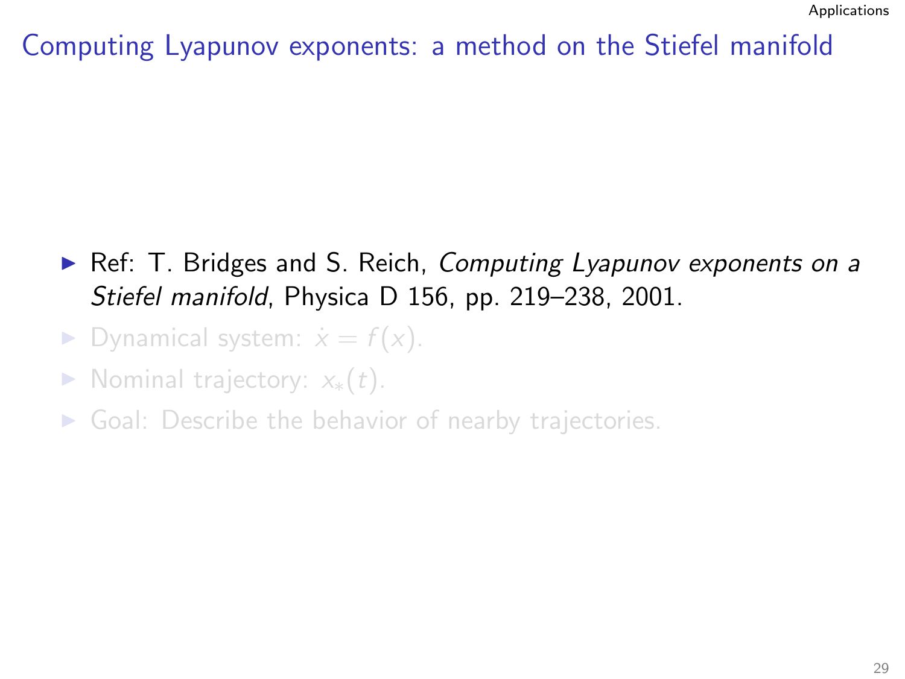# Computing Lyapunov exponents: a method on the Stiefel manifold

- Ref: T. Bridges and S. Reich, *Computing Lyapunov exponents on a Stiefel manifold*, Physica D 156, pp. 219–238, 2001.
- Dynamical system: $\dot{x} = f(x)$.
- Nominal trajectory: $x_*(t)$.
- Goal: Describe the behavior of nearby trajectories.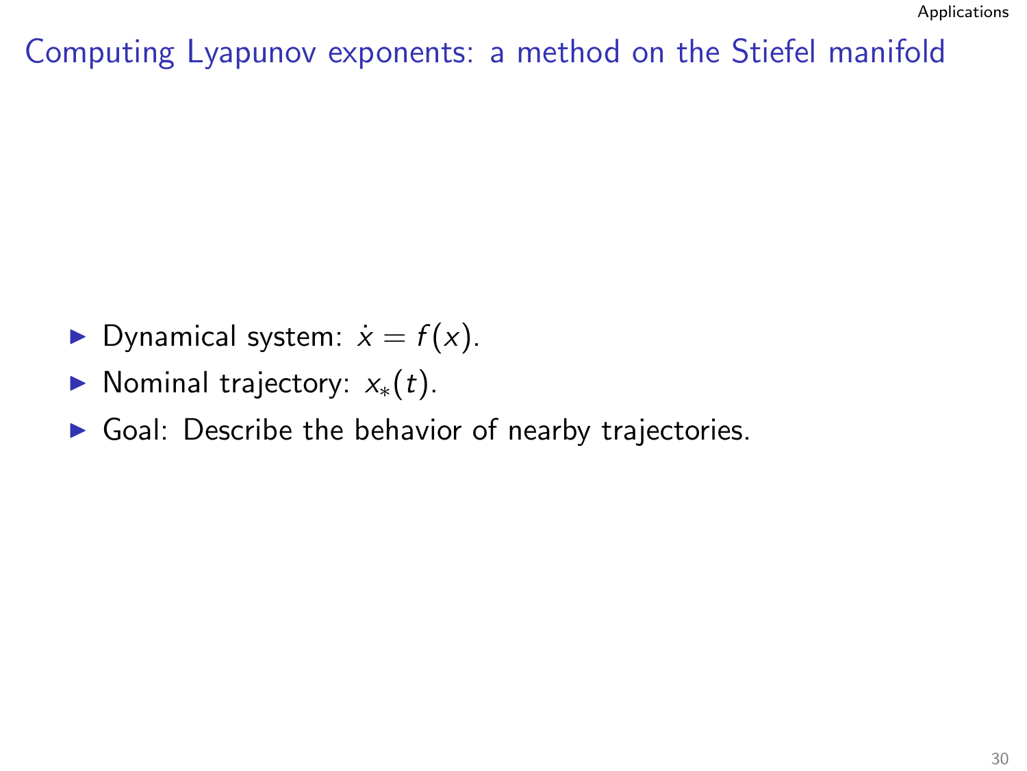# Computing Lyapunov exponents: a method on the Stiefel manifold

- Dynamical system: $\dot{x} = f(x)$.
- Nominal trajectory: $x_*(t)$.
- Goal: Describe the behavior of nearby trajectories.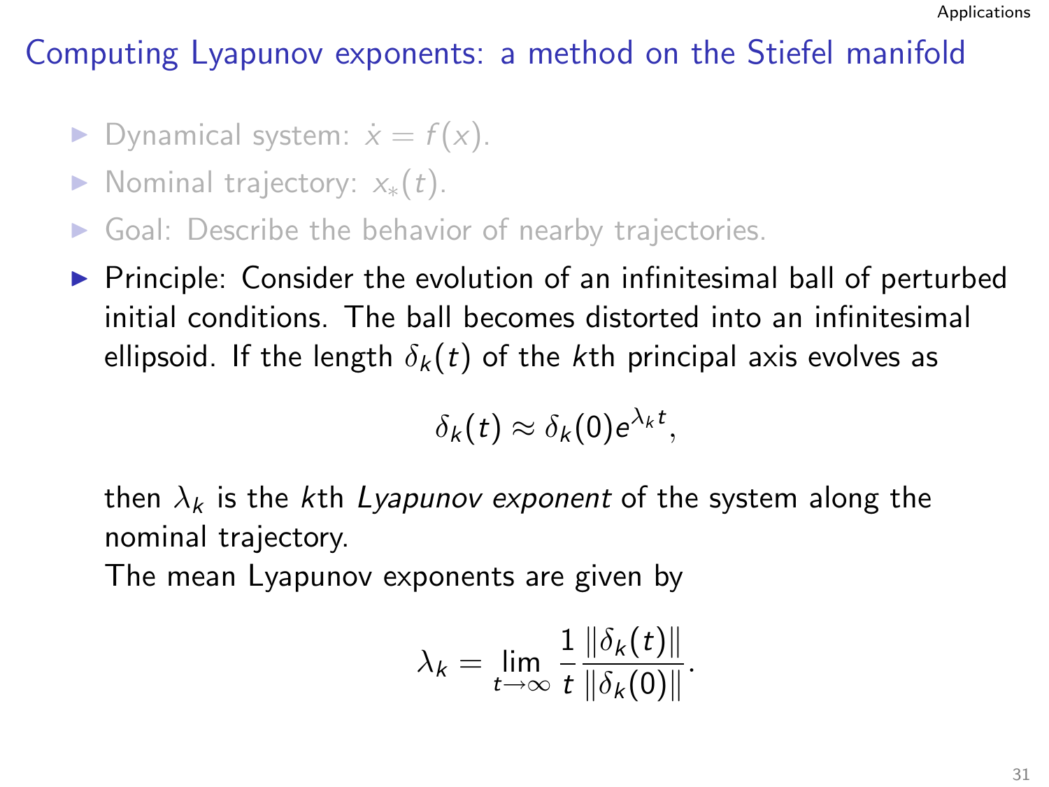## Computing Lyapunov exponents: a method on the Stiefel manifold

- Dynamical system: $\dot{x} = f(x)$.
- Nominal trajectory: $x_*(t)$.
- Goal: Describe the behavior of nearby trajectories.
- Principle: Consider the evolution of an infinitesimal ball of perturbed initial conditions. The ball becomes distorted into an infinitesimal ellipsoid. If the length $\delta_k(t)$ of the $k$th principal axis evolves as

  $$\delta_k(t) \approx \delta_k(0) e^{\lambda_k t},$$

  then $\lambda_k$ is the $k$th *Lyapunov exponent* of the system along the nominal trajectory.

  The mean Lyapunov exponents are given by

  $$\lambda_k = \lim_{t \to \infty} \frac{1}{t} \frac{\|\delta_k(t)\|}{\|\delta_k(0)\|}.$$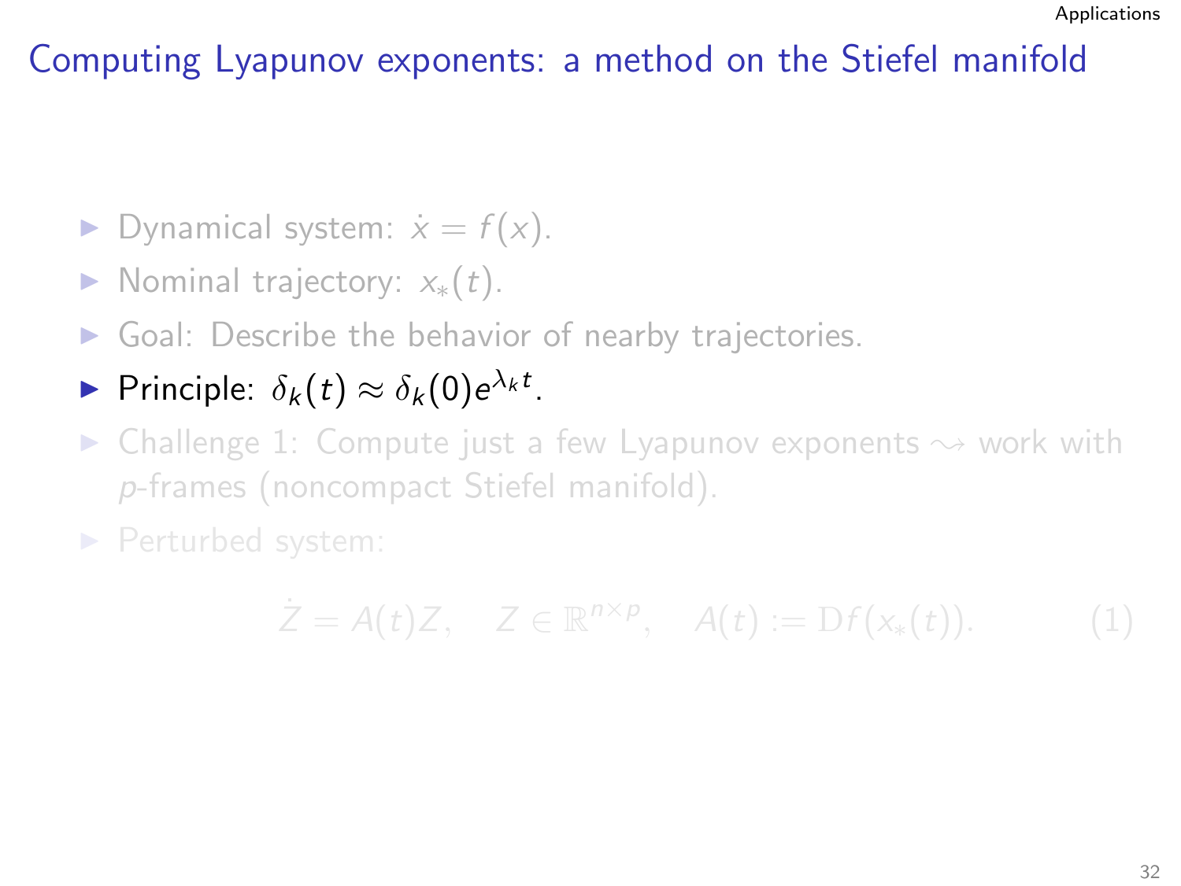# Computing Lyapunov exponents: a method on the Stiefel manifold

- Dynamical system: $\dot{x} = f(x)$.
- Nominal trajectory: $x_*(t)$.
- Goal: Describe the behavior of nearby trajectories.
- Principle: $\delta_k(t) \approx \delta_k(0)e^{\lambda_k t}$.
- Challenge 1: Compute just a few Lyapunov exponents $\rightsquigarrow$ work with $p$-frames (noncompact Stiefel manifold).
- Perturbed system:

$$\dot{Z} = A(t)Z, \quad Z \in \mathbb{R}^{n \times p}, \quad A(t) := \mathrm{D}f(x_*(t)). \tag{1}$$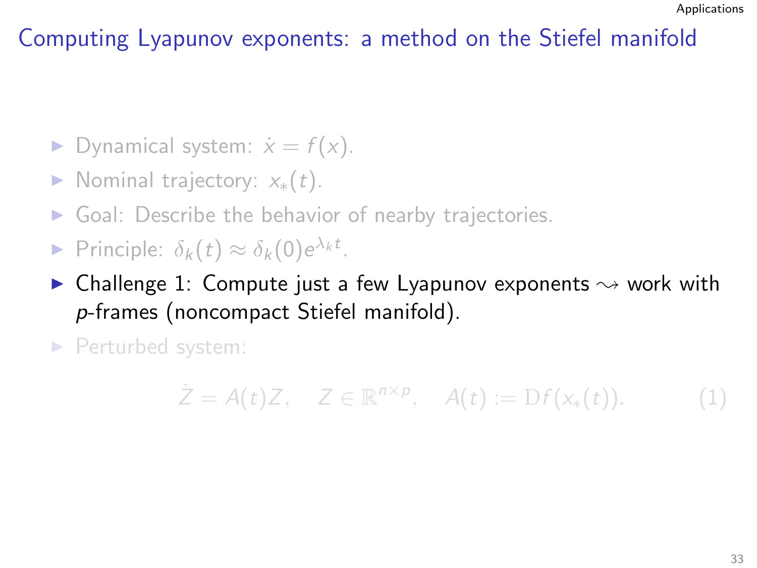# Computing Lyapunov exponents: a method on the Stiefel manifold

- Dynamical system: $\dot{x} = f(x)$.
- Nominal trajectory: $x_*(t)$.
- Goal: Describe the behavior of nearby trajectories.
- Principle: $\delta_k(t) \approx \delta_k(0)e^{\lambda_k t}$.
- Challenge 1: Compute just a few Lyapunov exponents $\rightsquigarrow$ work with $p$-frames (noncompact Stiefel manifold).
- Perturbed system:

$$\dot{Z} = A(t)Z, \quad Z \in \mathbb{R}^{n \times p}, \quad A(t) := \mathrm{D}f(x_*(t)). \tag{1}$$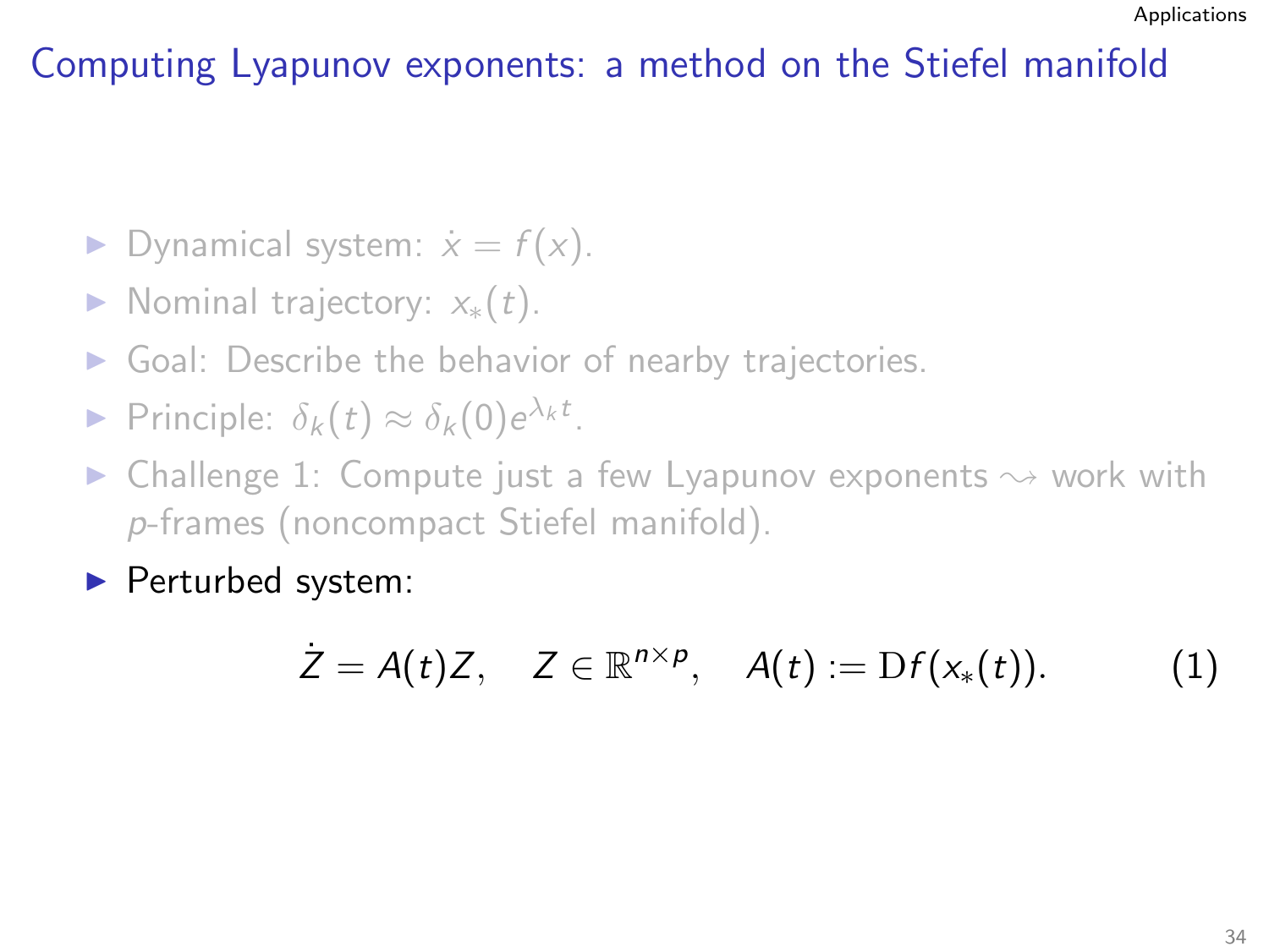# Computing Lyapunov exponents: a method on the Stiefel manifold

- Dynamical system: $\dot{x} = f(x)$.
- Nominal trajectory: $x_*(t)$.
- Goal: Describe the behavior of nearby trajectories.
- Principle: $\delta_k(t) \approx \delta_k(0)e^{\lambda_k t}$.
- Challenge 1: Compute just a few Lyapunov exponents $\rightsquigarrow$ work with $p$-frames (noncompact Stiefel manifold).
- Perturbed system:

$$\dot{Z} = A(t)Z, \quad Z \in \mathbb{R}^{n \times p}, \quad A(t) := \mathrm{D}f(x_*(t)). \tag{1}$$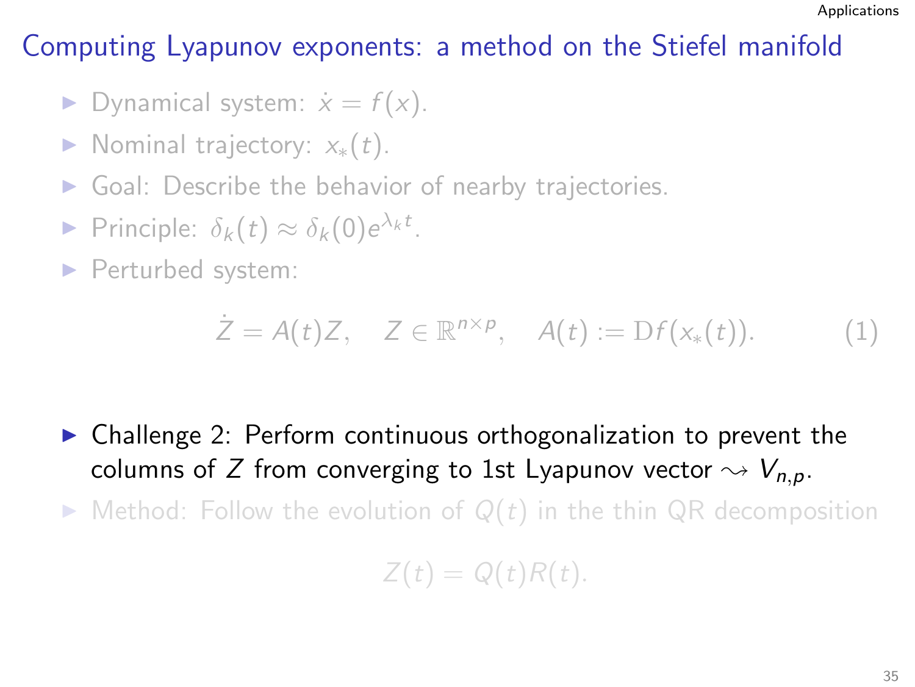# Computing Lyapunov exponents: a method on the Stiefel manifold

- Dynamical system: $\dot{x} = f(x)$.
- Nominal trajectory: $x_*(t)$.
- Goal: Describe the behavior of nearby trajectories.
- Principle: $\delta_k(t) \approx \delta_k(0)e^{\lambda_k t}$.
- Perturbed system:

$$\dot{Z} = A(t)Z, \quad Z \in \mathbb{R}^{n \times p}, \quad A(t) := \mathrm{D}f(x_*(t)). \tag{1}$$

- Challenge 2: Perform continuous orthogonalization to prevent the columns of $Z$ from converging to 1st Lyapunov vector $\rightsquigarrow V_{n,p}$.
- Method: Follow the evolution of $Q(t)$ in the thin QR decomposition

$$Z(t) = Q(t)R(t).$$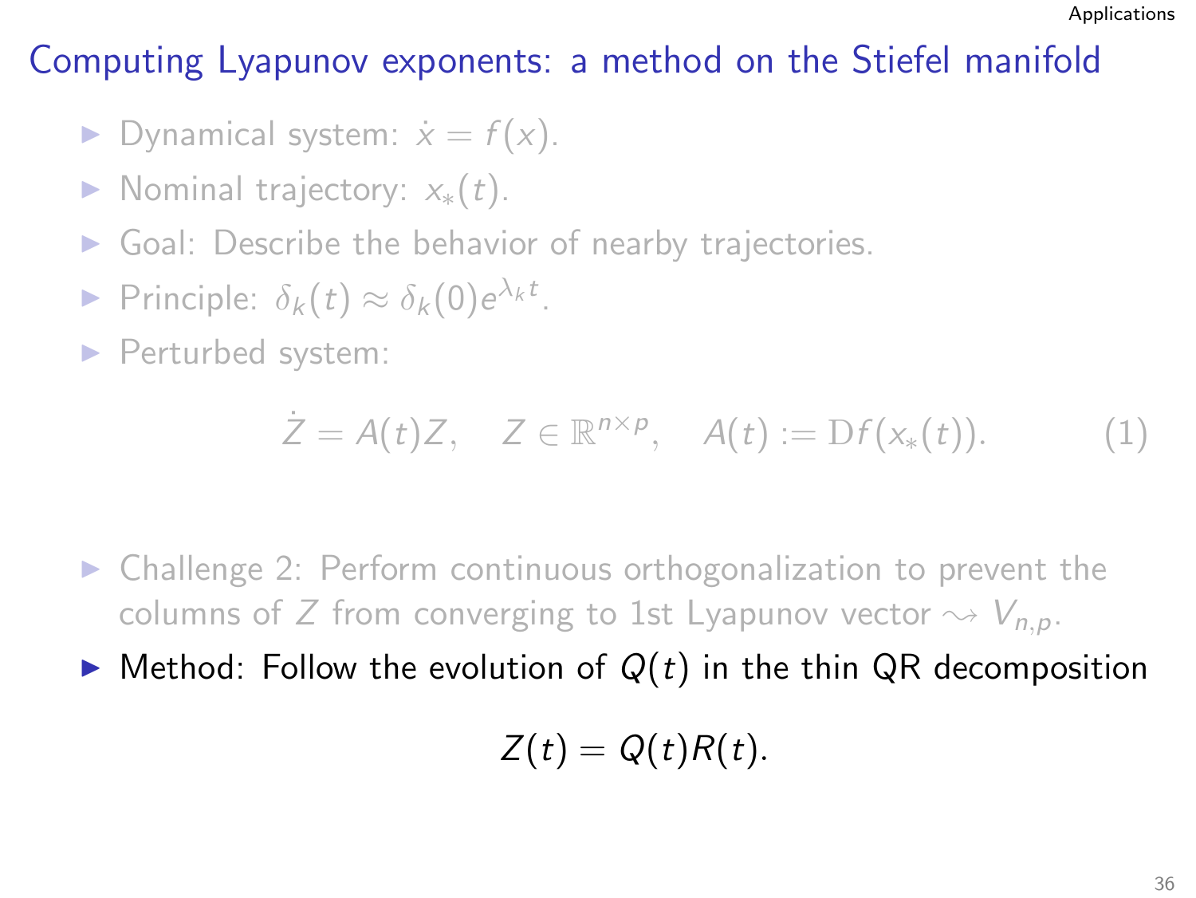# Computing Lyapunov exponents: a method on the Stiefel manifold

- Dynamical system: $\dot{x} = f(x)$.
- Nominal trajectory: $x_*(t)$.
- Goal: Describe the behavior of nearby trajectories.
- Principle: $\delta_k(t) \approx \delta_k(0)e^{\lambda_k t}$.
- Perturbed system:

$$\dot{Z} = A(t)Z, \quad Z \in \mathbb{R}^{n \times p}, \quad A(t) := \mathrm{D}f(x_*(t)). \tag{1}$$

- Challenge 2: Perform continuous orthogonalization to prevent the columns of $Z$ from converging to 1st Lyapunov vector $\rightsquigarrow V_{n,p}$.
- Method: Follow the evolution of $Q(t)$ in the thin QR decomposition

$$Z(t) = Q(t)R(t).$$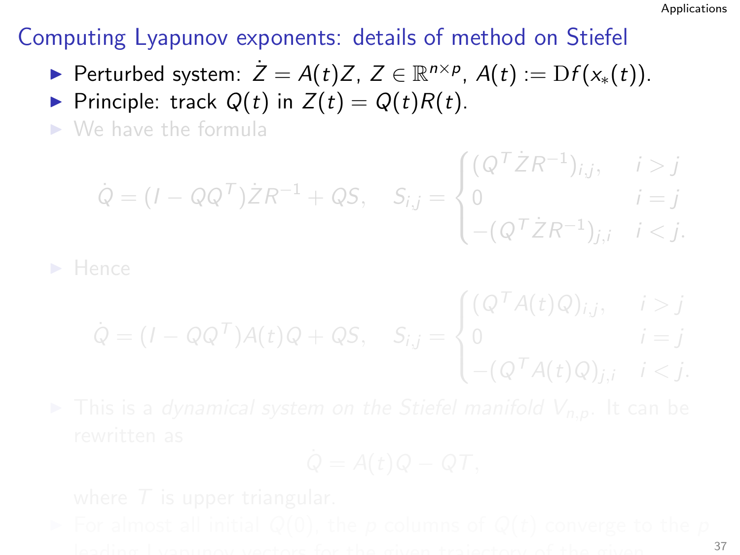# Computing Lyapunov exponents: details of method on Stiefel

- Perturbed system: $\dot{Z} = A(t)Z$, $Z \in \mathbb{R}^{n\times p}$, $A(t) := \mathrm{D}f(x_*(t))$.
- Principle: track $Q(t)$ in $Z(t) = Q(t)R(t)$.
- We have the formula

$$\dot{Q} = (I - QQ^T)\dot{Z}R^{-1} + QS, \quad S_{i,j} = \begin{cases} (Q^T\dot{Z}R^{-1})_{i,j}, & i > j \\ 0 & i = j \\ -(Q^T\dot{Z}R^{-1})_{j,i} & i < j. \end{cases}$$

- Hence

$$\dot{Q} = (I - QQ^T)A(t)Q + QS, \quad S_{i,j} = \begin{cases} (Q^TA(t)Q)_{i,j}, & i > j \\ 0 & i = j \\ -(Q^TA(t)Q)_{j,i} & i < j. \end{cases}$$

- This is a *dynamical system on the Stiefel manifold* $V_{n,p}$. It can be rewritten as

$$\dot{Q} = A(t)Q - QT,$$

where $T$ is upper triangular.
- For almost all initial $Q(0)$, the $p$ columns of $Q(t)$ converge to the $p$ leading Lyapunov vectors for the given trajectory of the given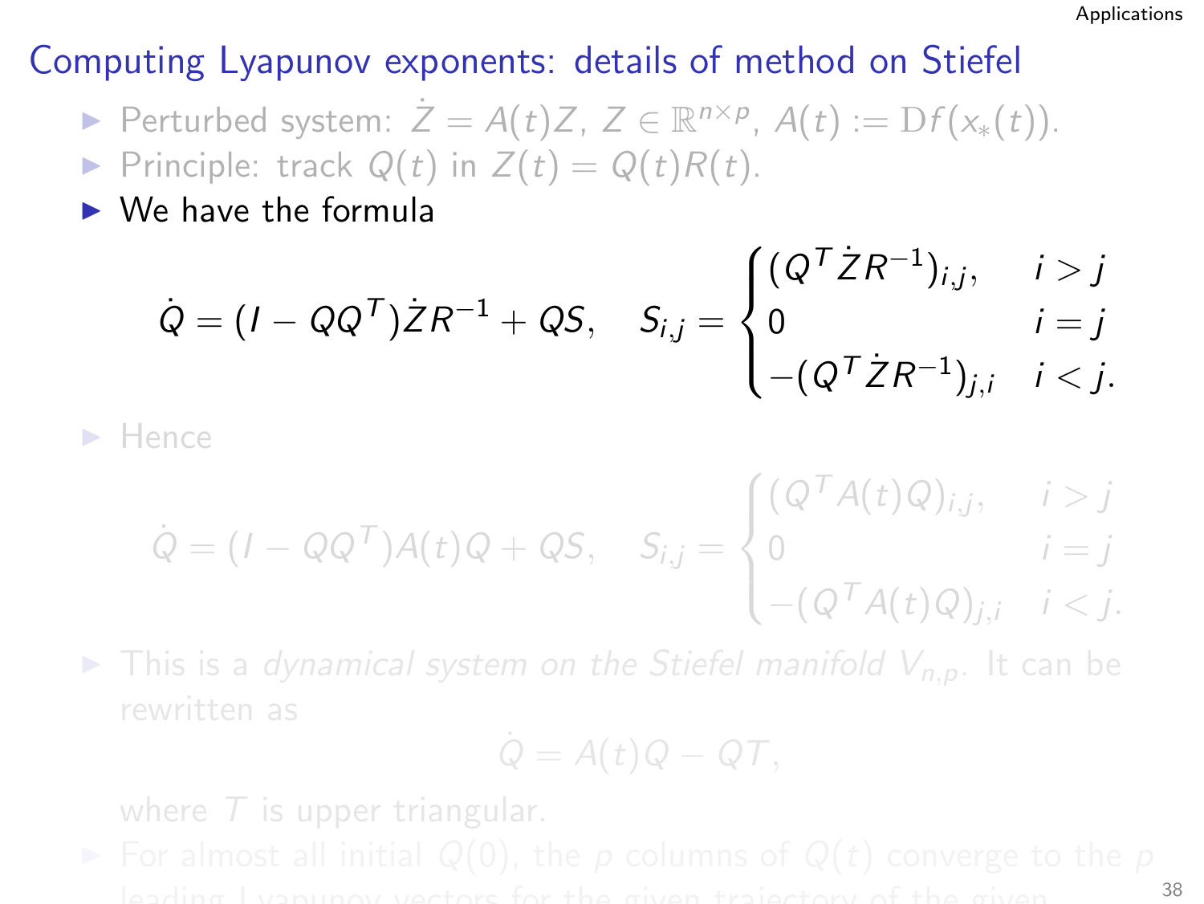## Computing Lyapunov exponents: details of method on Stiefel

- Perturbed system: $\dot{Z} = A(t)Z$, $Z \in \mathbb{R}^{n \times p}$, $A(t) := \mathrm{D}f(x_*(t))$.
- Principle: track $Q(t)$ in $Z(t) = Q(t)R(t)$.
- We have the formula

$$\dot{Q} = (I - QQ^T)\dot{Z}R^{-1} + QS, \quad S_{i,j} = \begin{cases} (Q^T \dot{Z} R^{-1})_{i,j}, & i > j \\ 0 & i = j \\ -(Q^T \dot{Z} R^{-1})_{j,i} & i < j. \end{cases}$$

- Hence

$$\dot{Q} = (I - QQ^T)A(t)Q + QS, \quad S_{i,j} = \begin{cases} (Q^T A(t) Q)_{i,j}, & i > j \\ 0 & i = j \\ -(Q^T A(t) Q)_{j,i} & i < j. \end{cases}$$

- This is a *dynamical system on the Stiefel manifold $V_{n,p}$*. It can be rewritten as

$$\dot{Q} = A(t)Q - QT,$$

  where $T$ is upper triangular.
- For almost all initial $Q(0)$, the $p$ columns of $Q(t)$ converge to the $p$ leading Lyapunov vectors for the given trajectory of the given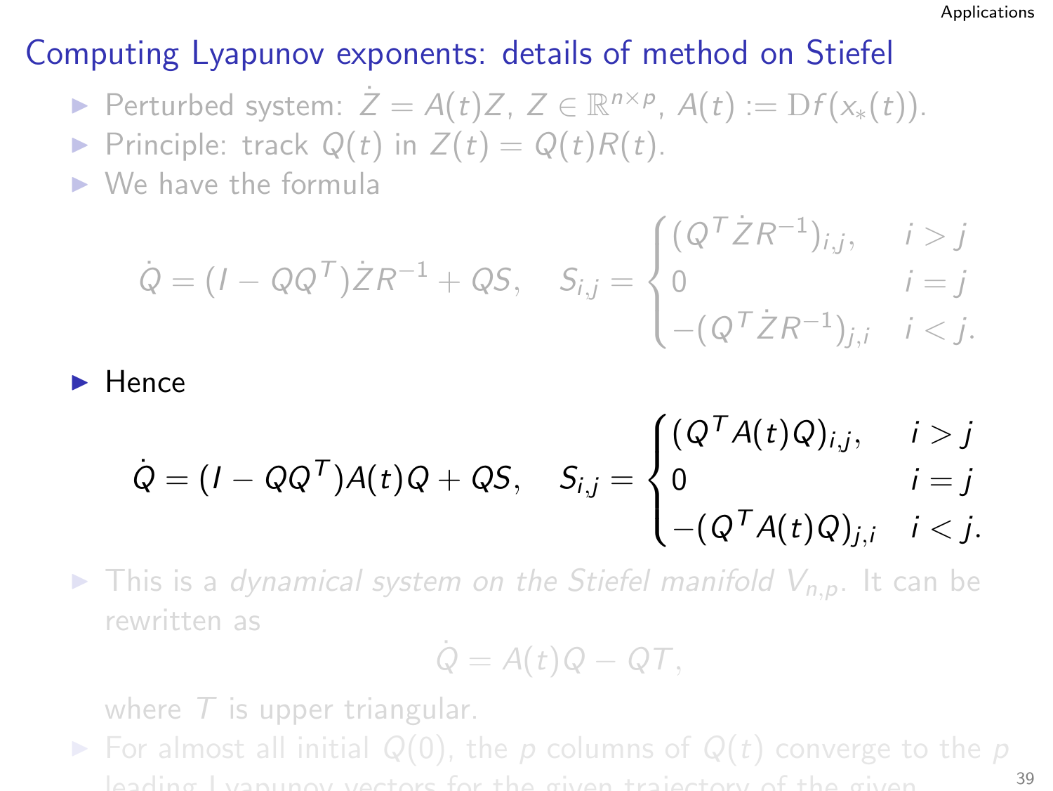# Computing Lyapunov exponents: details of method on Stiefel

- Perturbed system: $\dot{Z} = A(t)Z$, $Z \in \mathbb{R}^{n \times p}$, $A(t) := \mathrm{D}f(x_*(t))$.
- Principle: track $Q(t)$ in $Z(t) = Q(t)R(t)$.
- We have the formula

$$\dot{Q} = (I - QQ^T)\dot{Z}R^{-1} + QS, \quad S_{i,j} = \begin{cases} (Q^T \dot{Z} R^{-1})_{i,j}, & i > j \\ 0 & i = j \\ -(Q^T \dot{Z} R^{-1})_{j,i} & i < j. \end{cases}$$

- Hence

$$\dot{Q} = (I - QQ^T)A(t)Q + QS, \quad S_{i,j} = \begin{cases} (Q^T A(t) Q)_{i,j}, & i > j \\ 0 & i = j \\ -(Q^T A(t) Q)_{j,i} & i < j. \end{cases}$$

- This is a *dynamical system on the Stiefel manifold $V_{n,p}$*. It can be rewritten as

$$\dot{Q} = A(t)Q - QT,$$

where $T$ is upper triangular.
- For almost all initial $Q(0)$, the $p$ columns of $Q(t)$ converge to the $p$ leading Lyapunov vectors for the given trajectory of the given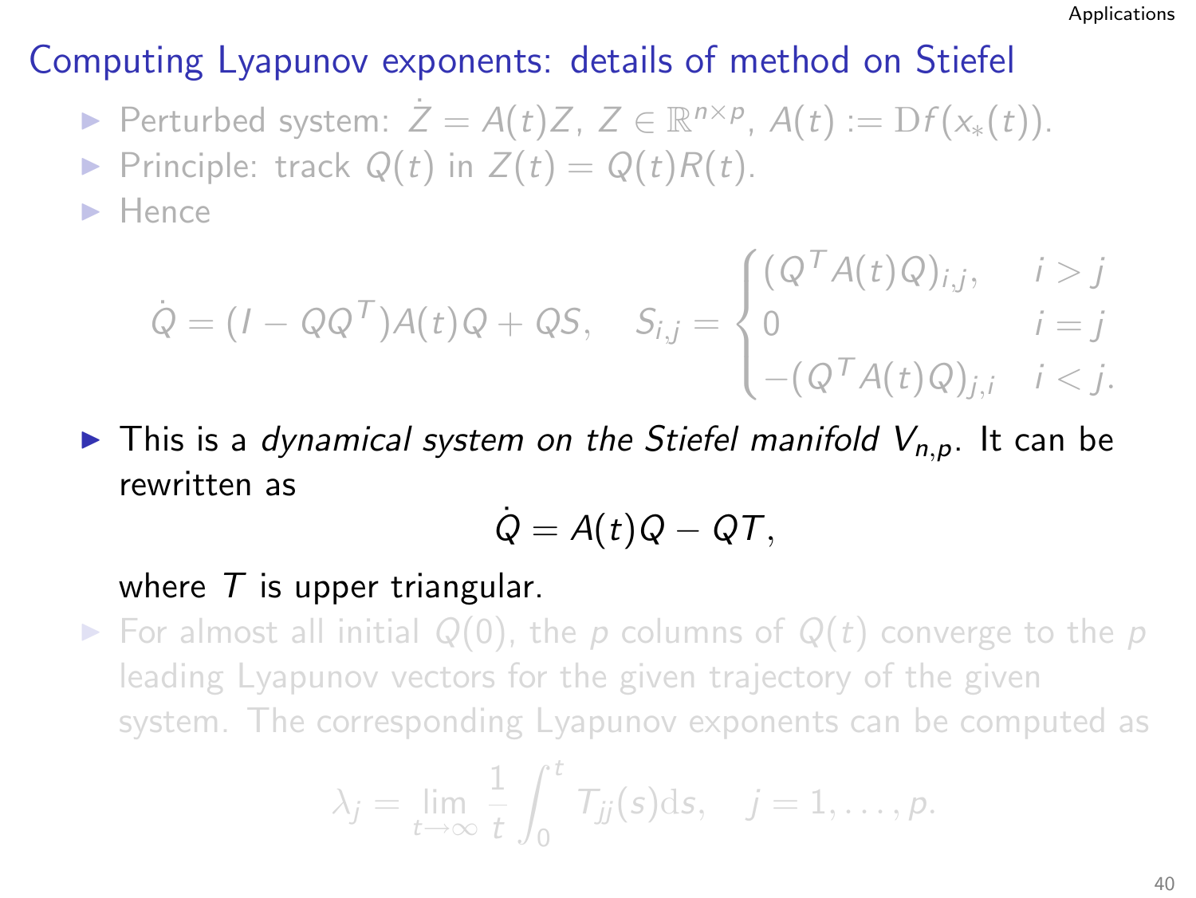## Computing Lyapunov exponents: details of method on Stiefel

- Perturbed system: $\dot{Z} = A(t)Z$, $Z \in \mathbb{R}^{n \times p}$, $A(t) := \mathrm{D}f(x_*(t))$.
- Principle: track $Q(t)$ in $Z(t) = Q(t)R(t)$.
- Hence

$$\dot{Q} = (I - QQ^T)A(t)Q + QS, \quad S_{i,j} = \begin{cases} (Q^T A(t) Q)_{i,j}, & i > j \\ 0 & i = j \\ -(Q^T A(t) Q)_{j,i} & i < j. \end{cases}$$

- This is a *dynamical system on the Stiefel manifold $V_{n,p}$*. It can be rewritten as

$$\dot{Q} = A(t)Q - QT,$$

where $T$ is upper triangular.
- For almost all initial $Q(0)$, the $p$ columns of $Q(t)$ converge to the $p$ leading Lyapunov vectors for the given trajectory of the given system. The corresponding Lyapunov exponents can be computed as

$$\lambda_j = \lim_{t \to \infty} \frac{1}{t} \int_0^t T_{jj}(s) \mathrm{d}s, \quad j = 1, \ldots, p.$$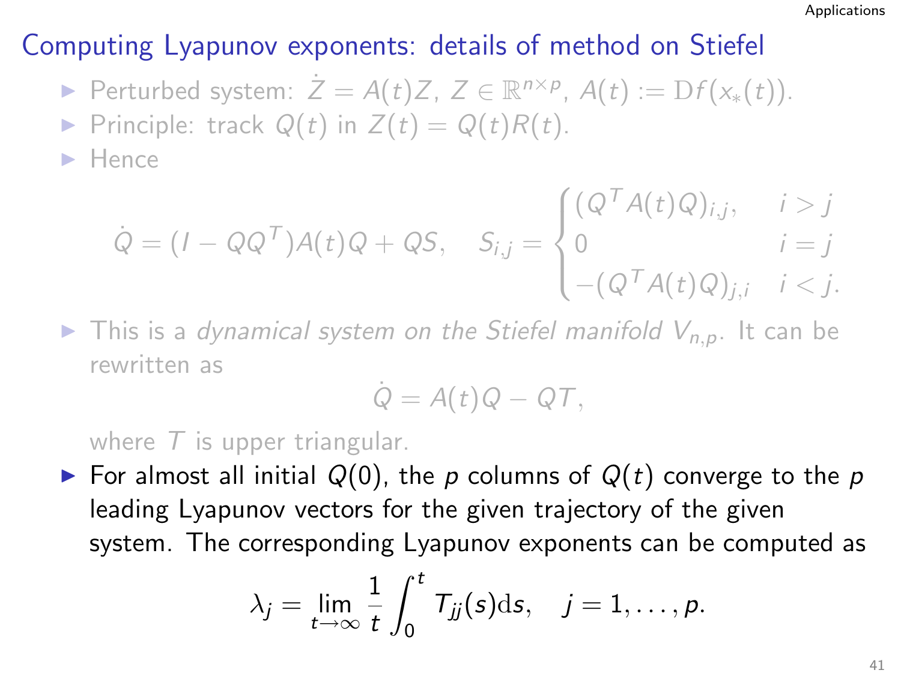## Computing Lyapunov exponents: details of method on Stiefel

- Perturbed system: $\dot{Z} = A(t)Z$, $Z \in \mathbb{R}^{n \times p}$, $A(t) := \mathrm{D}f(x_*(t))$.
- Principle: track $Q(t)$ in $Z(t) = Q(t)R(t)$.
- Hence

$$\dot{Q} = (I - QQ^T)A(t)Q + QS, \quad S_{i,j} = \begin{cases} (Q^T A(t) Q)_{i,j}, & i > j \\ 0 & i = j \\ -(Q^T A(t) Q)_{j,i} & i < j. \end{cases}$$

- This is a *dynamical system on the Stiefel manifold* $V_{n,p}$. It can be rewritten as

$$\dot{Q} = A(t)Q - QT,$$

  where $T$ is upper triangular.
- For almost all initial $Q(0)$, the $p$ columns of $Q(t)$ converge to the $p$ leading Lyapunov vectors for the given trajectory of the given system. The corresponding Lyapunov exponents can be computed as

$$\lambda_j = \lim_{t \to \infty} \frac{1}{t} \int_0^t T_{jj}(s)\mathrm{d}s, \quad j = 1, \ldots, p.$$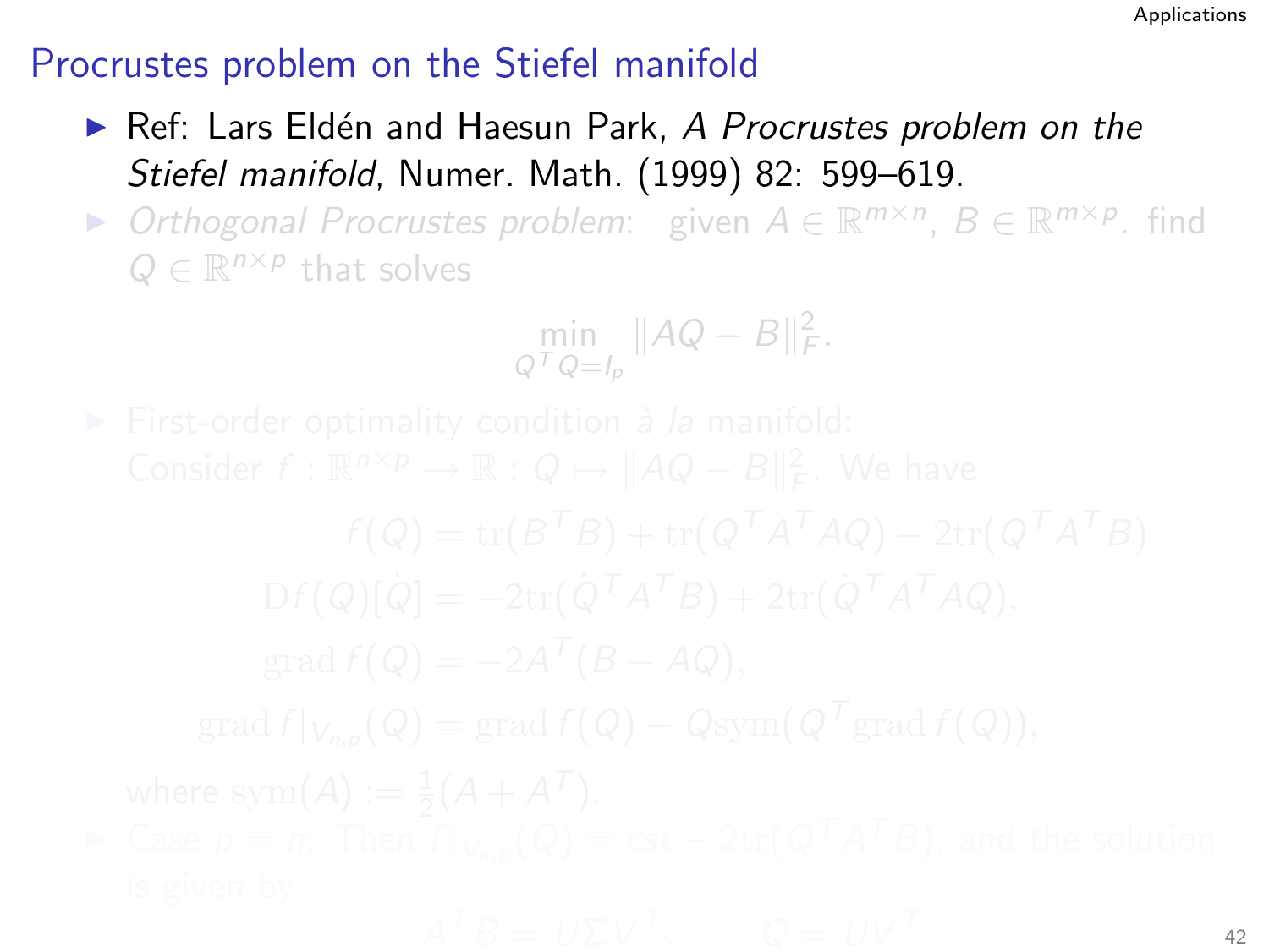# Procrustes problem on the Stiefel manifold

- Ref: Lars Eldén and Haesun Park, *A Procrustes problem on the Stiefel manifold*, Numer. Math. (1999) 82: 599–619.
- *Orthogonal Procrustes problem*: given $A \in \mathbb{R}^{m \times n}$, $B \in \mathbb{R}^{m \times p}$. find $Q \in \mathbb{R}^{n \times p}$ that solves

$$\min_{Q^T Q = I_p} \|AQ - B\|_F^2.$$

- First-order optimality condition *à la* manifold:
  Consider $f : \mathbb{R}^{n \times p} \to \mathbb{R} : Q \mapsto \|AQ - B\|_F^2$. We have

$$f(Q) = \mathrm{tr}(B^T B) + \mathrm{tr}(Q^T A^T A Q) - 2\mathrm{tr}(Q^T A^T B)$$

$$\mathrm{D}f(Q)[\dot{Q}] = -2\mathrm{tr}(\dot{Q}^T A^T B) + 2\mathrm{tr}(\dot{Q}^T A^T A Q),$$

$$\mathrm{grad}\, f(Q) = -2A^T(B - AQ),$$

$$\mathrm{grad}\, f|_{V_{n,p}}(Q) = \mathrm{grad}\, f(Q) - Q\mathrm{sym}(Q^T \mathrm{grad}\, f(Q)),$$

  where $\mathrm{sym}(A) := \frac{1}{2}(A + A^T)$.
- Case $p = n$: Then $f|_{V_{n,p}}(Q) = cst - 2\mathrm{tr}(Q^T A^T B)$, and the solution is given by

$$A^T B = U \Sigma V^T, \qquad Q = U V^T$$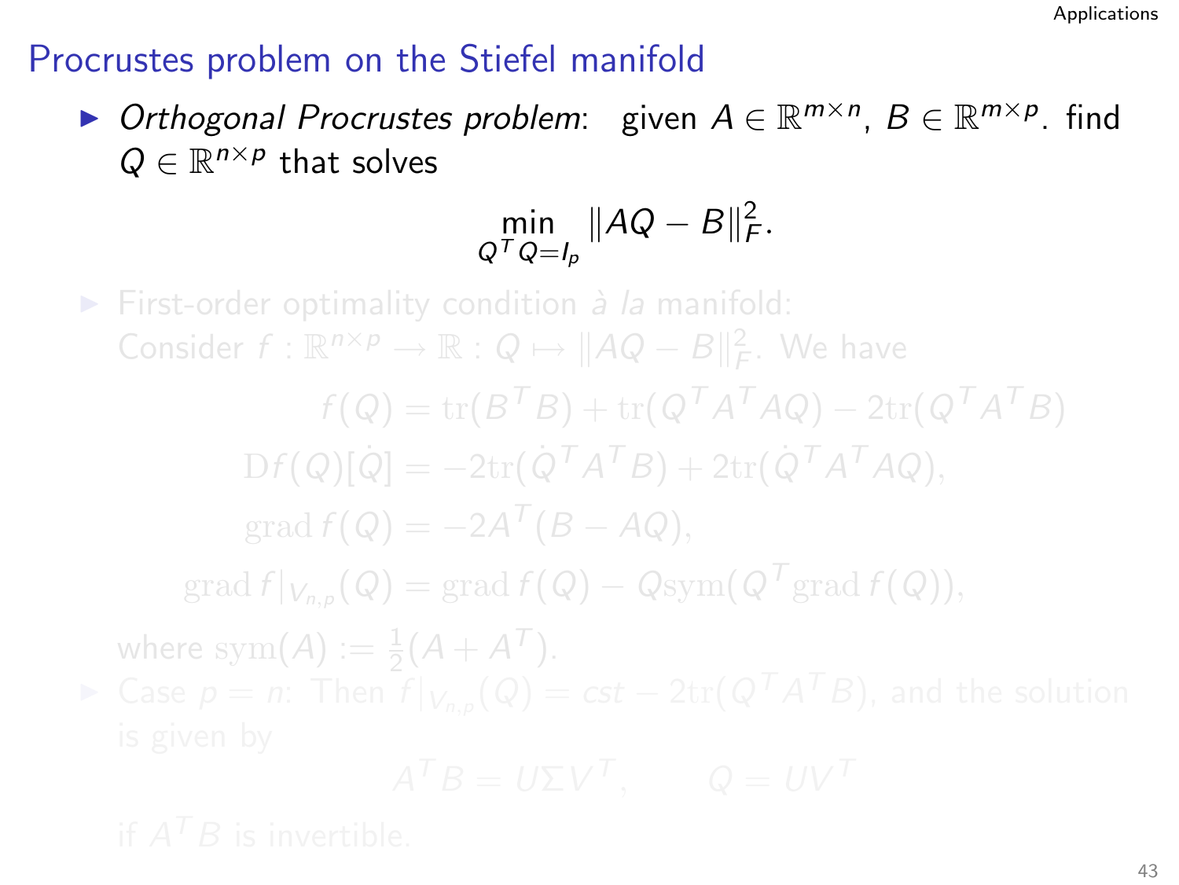# Procrustes problem on the Stiefel manifold

- *Orthogonal Procrustes problem*: given $A \in \mathbb{R}^{m \times n}$, $B \in \mathbb{R}^{m \times p}$. find $Q \in \mathbb{R}^{n \times p}$ that solves

$$\min_{Q^T Q = I_p} \|AQ - B\|_F^2.$$

- First-order optimality condition *à la* manifold:
  Consider $f : \mathbb{R}^{n \times p} \to \mathbb{R} : Q \mapsto \|AQ - B\|_F^2$. We have

$$f(Q) = \mathrm{tr}(B^T B) + \mathrm{tr}(Q^T A^T A Q) - 2\mathrm{tr}(Q^T A^T B)$$

$$\mathrm{D}f(Q)[\dot{Q}] = -2\mathrm{tr}(\dot{Q}^T A^T B) + 2\mathrm{tr}(\dot{Q}^T A^T A Q),$$

$$\mathrm{grad}\, f(Q) = -2A^T(B - AQ),$$

$$\mathrm{grad}\, f|_{V_{n,p}}(Q) = \mathrm{grad}\, f(Q) - Q\mathrm{sym}(Q^T \mathrm{grad}\, f(Q)),$$

  where $\mathrm{sym}(A) := \frac{1}{2}(A + A^T)$.

- Case $p = n$: Then $f|_{V_{n,p}}(Q) = cst - 2\mathrm{tr}(Q^T A^T B)$, and the solution is given by

$$A^T B = U \Sigma V^T, \qquad Q = UV^T$$

  if $A^T B$ is invertible.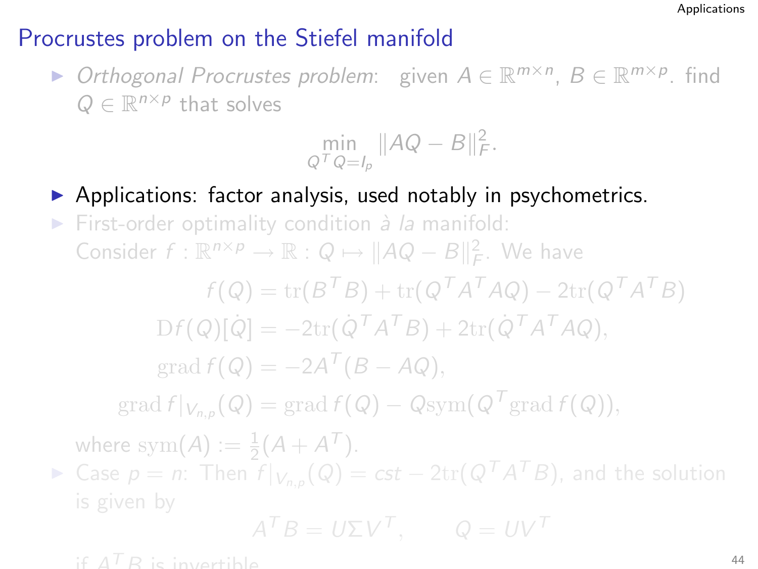## Procrustes problem on the Stiefel manifold

- *Orthogonal Procrustes problem*: given $A \in \mathbb{R}^{m\times n}$, $B \in \mathbb{R}^{m\times p}$. find $Q \in \mathbb{R}^{n\times p}$ that solves

$$\min_{Q^T Q = I_p} \|AQ - B\|_F^2.$$

- Applications: factor analysis, used notably in psychometrics.
- First-order optimality condition *à la* manifold: Consider $f : \mathbb{R}^{n\times p} \to \mathbb{R} : Q \mapsto \|AQ - B\|_F^2$. We have

$$f(Q) = \mathrm{tr}(B^T B) + \mathrm{tr}(Q^T A^T A Q) - 2\mathrm{tr}(Q^T A^T B)$$

$$\mathrm{D}f(Q)[\dot{Q}] = -2\mathrm{tr}(\dot{Q}^T A^T B) + 2\mathrm{tr}(\dot{Q}^T A^T A Q),$$

$$\mathrm{grad}\, f(Q) = -2A^T(B - AQ),$$

$$\mathrm{grad}\, f|_{V_{n,p}}(Q) = \mathrm{grad}\, f(Q) - Q\mathrm{sym}(Q^T \mathrm{grad}\, f(Q)),$$

where $\mathrm{sym}(A) := \frac{1}{2}(A + A^T)$.

- Case $p = n$: Then $f|_{V_{n,p}}(Q) = cst - 2\mathrm{tr}(Q^T A^T B)$, and the solution is given by

$$A^T B = U\Sigma V^T, \qquad Q = UV^T$$

if $A^T B$ is invertible.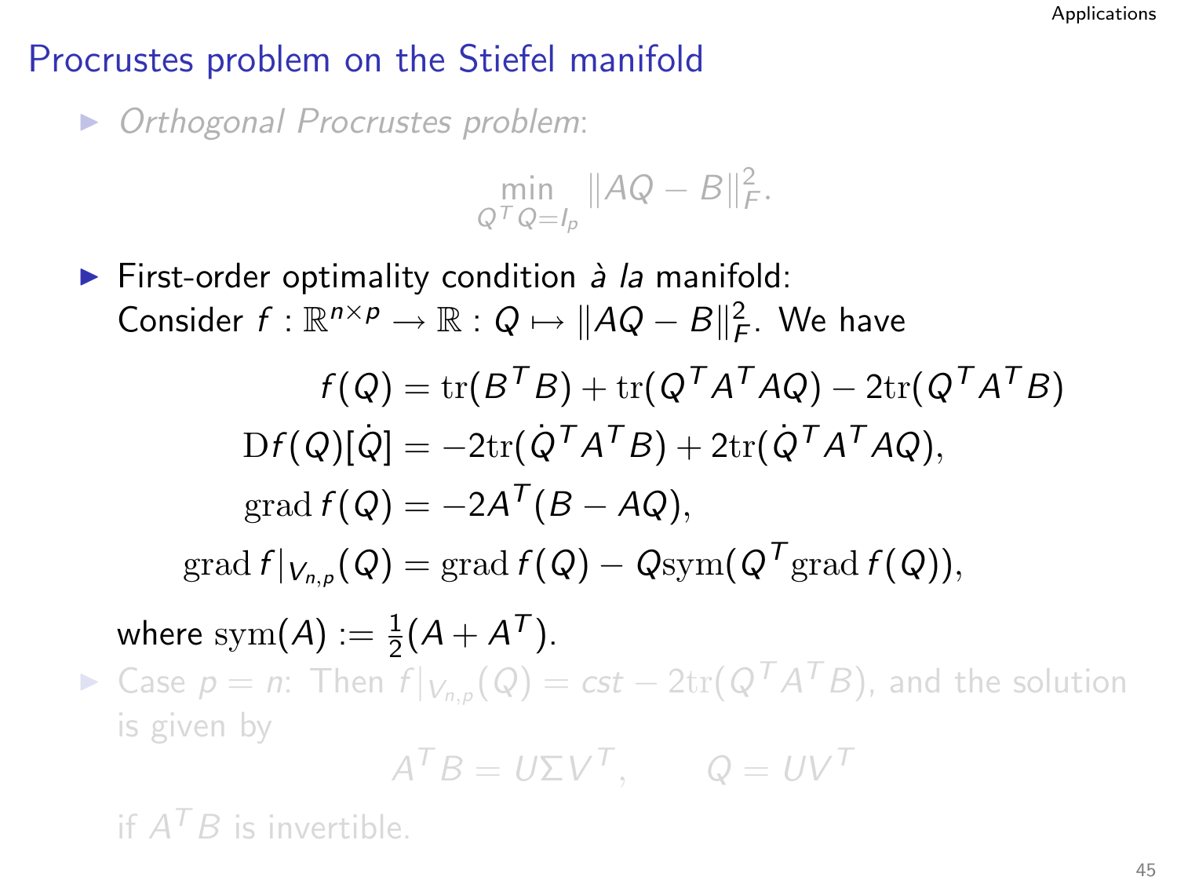## Procrustes problem on the Stiefel manifold

- *Orthogonal Procrustes problem*:

$$\min_{Q^T Q = I_p} \|AQ - B\|_F^2.$$

- First-order optimality condition *à la* manifold:
  Consider $f : \mathbb{R}^{n \times p} \to \mathbb{R} : Q \mapsto \|AQ - B\|_F^2$. We have

$$
\begin{aligned}
f(Q) &= \mathrm{tr}(B^T B) + \mathrm{tr}(Q^T A^T A Q) - 2\mathrm{tr}(Q^T A^T B) \\
\mathrm{D}f(Q)[\dot{Q}] &= -2\mathrm{tr}(\dot{Q}^T A^T B) + 2\mathrm{tr}(\dot{Q}^T A^T A Q), \\
\mathrm{grad}\, f(Q) &= -2A^T(B - AQ), \\
\mathrm{grad}\, f|_{V_{n,p}}(Q) &= \mathrm{grad}\, f(Q) - Q\mathrm{sym}(Q^T \mathrm{grad}\, f(Q)),
\end{aligned}
$$

  where $\mathrm{sym}(A) := \frac{1}{2}(A + A^T)$.

- Case $p = n$: Then $f|_{V_{n,p}}(Q) = cst - 2\mathrm{tr}(Q^T A^T B)$, and the solution is given by

$$A^T B = U \Sigma V^T, \qquad Q = UV^T$$

  if $A^T B$ is invertible.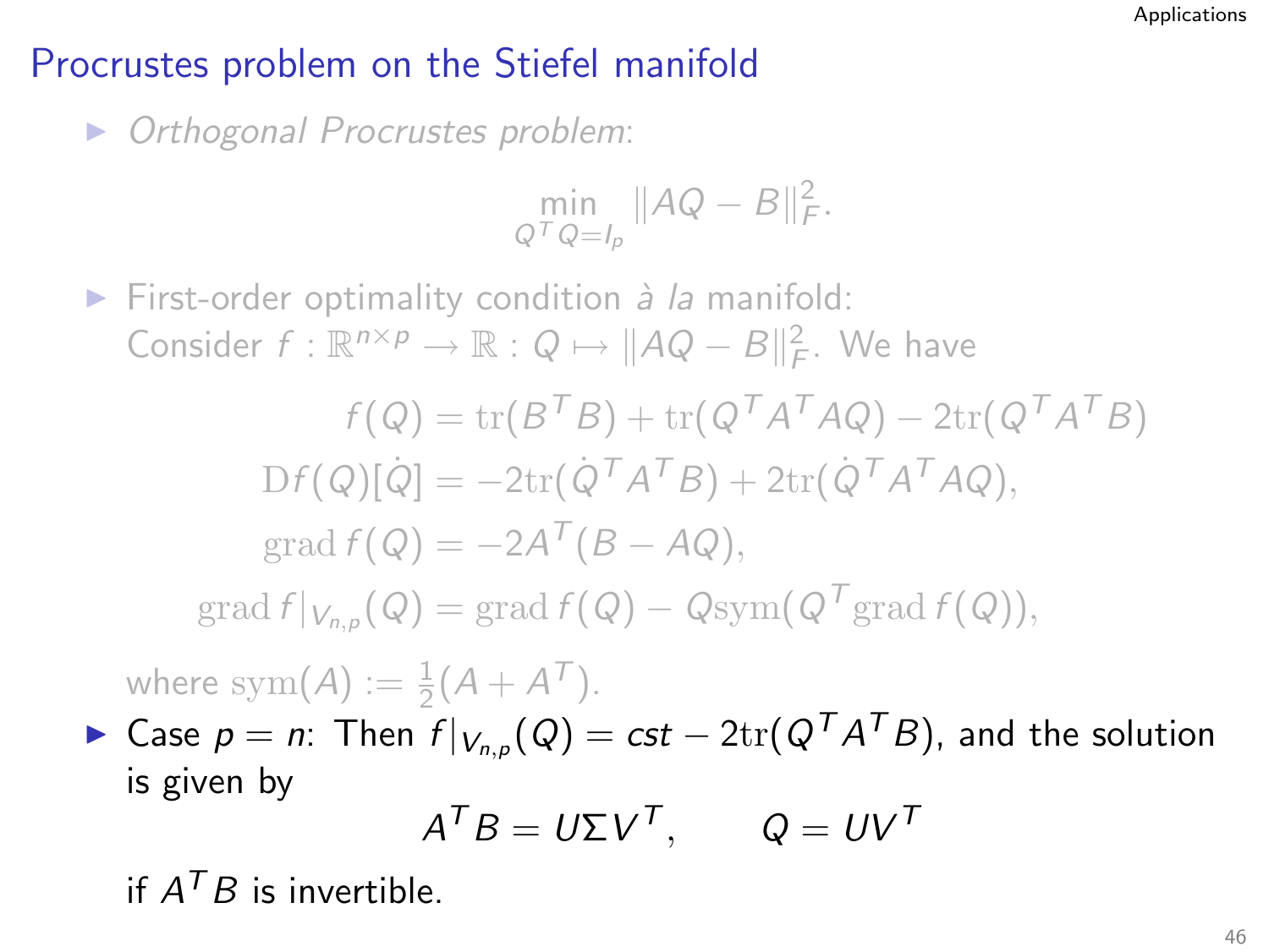## Procrustes problem on the Stiefel manifold

- *Orthogonal Procrustes problem*:

$$\min_{Q^TQ=I_p} \|AQ - B\|_F^2.$$

- First-order optimality condition *à la* manifold:
  Consider $f : \mathbb{R}^{n\times p} \to \mathbb{R} : Q \mapsto \|AQ - B\|_F^2$. We have

$$
\begin{aligned}
f(Q) &= \mathrm{tr}(B^TB) + \mathrm{tr}(Q^TA^TAQ) - 2\mathrm{tr}(Q^TA^TB) \\
\mathrm{D}f(Q)[\dot{Q}] &= -2\mathrm{tr}(\dot{Q}^TA^TB) + 2\mathrm{tr}(\dot{Q}^TA^TAQ), \\
\mathrm{grad}\, f(Q) &= -2A^T(B - AQ), \\
\mathrm{grad}\, f|_{V_{n,p}}(Q) &= \mathrm{grad}\, f(Q) - Q\mathrm{sym}(Q^T\mathrm{grad}\, f(Q)),
\end{aligned}
$$

  where $\mathrm{sym}(A) := \frac{1}{2}(A + A^T)$.

- Case $p = n$: Then $f|_{V_{n,p}}(Q) = cst - 2\mathrm{tr}(Q^TA^TB)$, and the solution is given by

$$A^TB = U\Sigma V^T, \qquad Q = UV^T$$

  if $A^TB$ is invertible.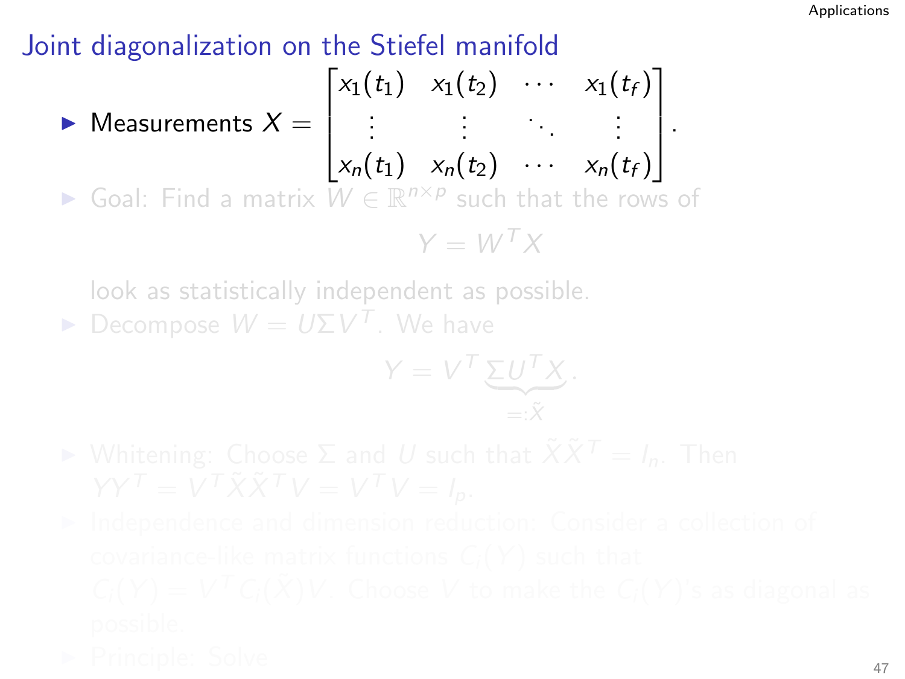# Joint diagonalization on the Stiefel manifold

- Measurements $X = \begin{bmatrix} x_1(t_1) & x_1(t_2) & \cdots & x_1(t_f) \\ \vdots & \vdots & \ddots & \vdots \\ x_n(t_1) & x_n(t_2) & \cdots & x_n(t_f) \end{bmatrix}$.
- Goal: Find a matrix $W \in \mathbb{R}^{n \times p}$ such that the rows of

$$Y = W^T X$$

  look as statistically independent as possible.
- Decompose $W = U\Sigma V^T$. We have

$$Y = V^T \underbrace{\Sigma U^T X}_{=:\tilde{X}}.$$

- Whitening: Choose $\Sigma$ and $U$ such that $\tilde{X}\tilde{X}^T = I_n$. Then $YY^T = V^T \tilde{X}\tilde{X}^T V = V^T V = I_p$.
- Independence and dimension reduction: Consider a collection of covariance-like matrix functions $C_i(Y)$ such that $C_i(Y) = V^T C_i(\tilde{X}) V$. Choose $V$ to make the $C_i(Y)$'s as diagonal as possible.
- Principle: Solve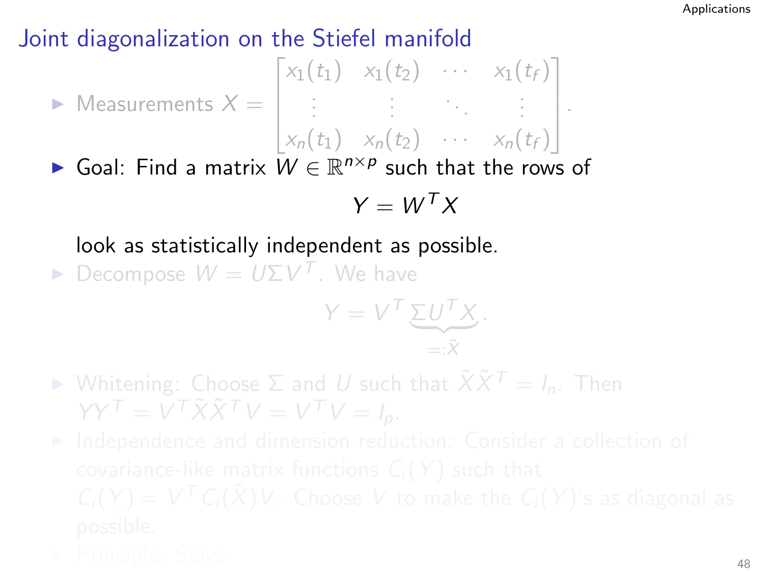# Joint diagonalization on the Stiefel manifold

- Measurements $X = \begin{bmatrix} x_1(t_1) & x_1(t_2) & \cdots & x_1(t_f) \\ \vdots & \vdots & \ddots & \vdots \\ x_n(t_1) & x_n(t_2) & \cdots & x_n(t_f) \end{bmatrix}$.
- Goal: Find a matrix $W \in \mathbb{R}^{n \times p}$ such that the rows of

$$Y = W^T X$$

  look as statistically independent as possible.
- Decompose $W = U \Sigma V^T$. We have

$$Y = V^T \underbrace{\Sigma U^T X}_{=: \tilde{X}}.$$

- Whitening: Choose $\Sigma$ and $U$ such that $\tilde{X}\tilde{X}^T = I_n$. Then $YY^T = V^T \tilde{X}\tilde{X}^T V = V^T V = I_p$.
- Independence and dimension reduction: Consider a collection of covariance-like matrix functions $C_i(Y)$ such that $C_i(Y) = V^T C_i(\tilde{X}) V$. Choose $V$ to make the $C_i(Y)$'s as diagonal as possible.
- Principle: Solve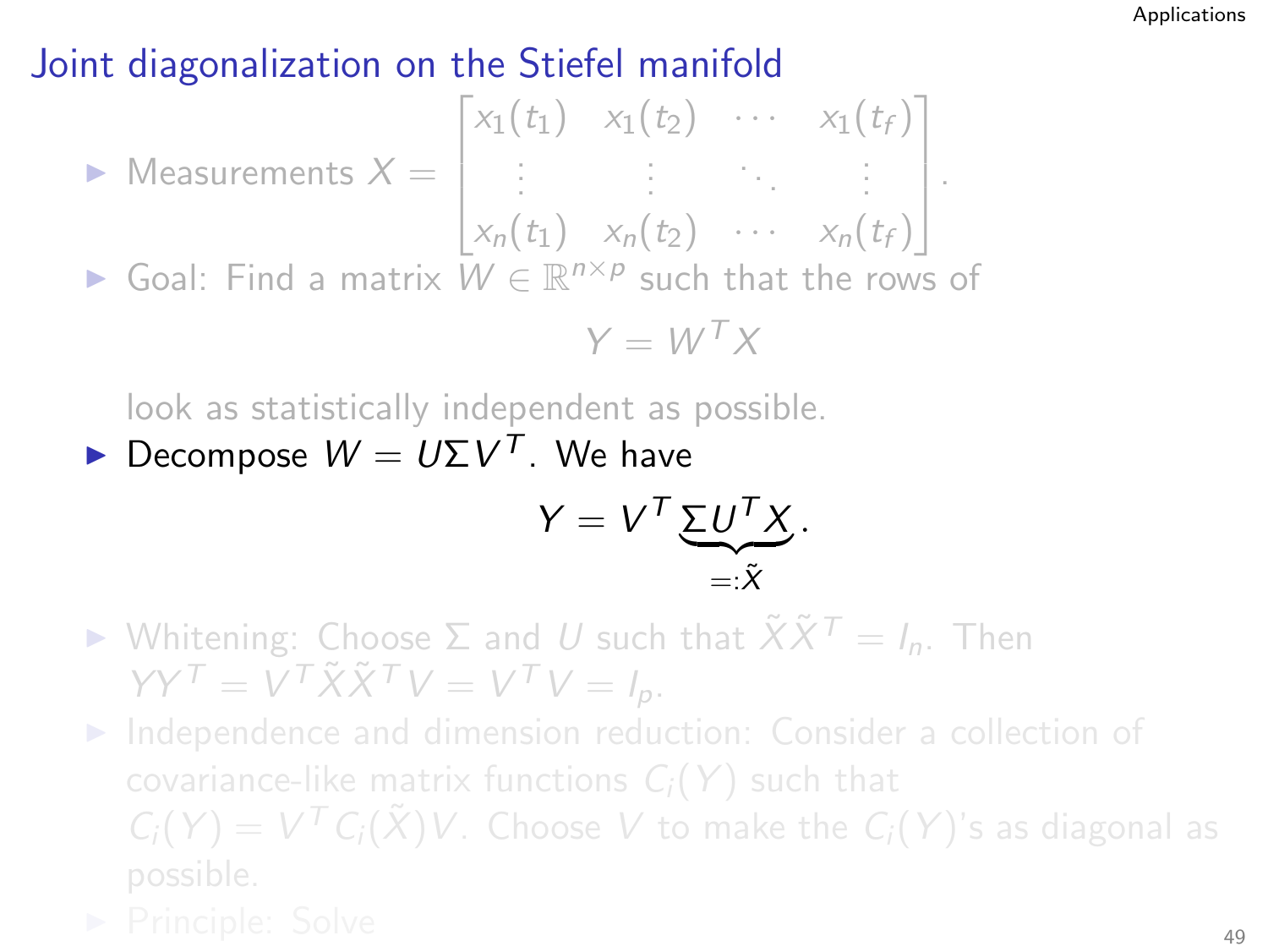# Joint diagonalization on the Stiefel manifold

- Measurements $X = \begin{bmatrix} x_1(t_1) & x_1(t_2) & \cdots & x_1(t_f) \\ \vdots & \vdots & \ddots & \vdots \\ x_n(t_1) & x_n(t_2) & \cdots & x_n(t_f) \end{bmatrix}$.
- Goal: Find a matrix $W \in \mathbb{R}^{n \times p}$ such that the rows of

$$Y = W^T X$$

  look as statistically independent as possible.
- Decompose $W = U \Sigma V^T$. We have

$$Y = V^T \underbrace{\Sigma U^T X}_{=:\tilde{X}}.$$

- Whitening: Choose $\Sigma$ and $U$ such that $\tilde{X}\tilde{X}^T = I_n$. Then $YY^T = V^T \tilde{X}\tilde{X}^T V = V^T V = I_p$.
- Independence and dimension reduction: Consider a collection of covariance-like matrix functions $C_i(Y)$ such that $C_i(Y) = V^T C_i(\tilde{X}) V$. Choose $V$ to make the $C_i(Y)$'s as diagonal as possible.
- Principle: Solve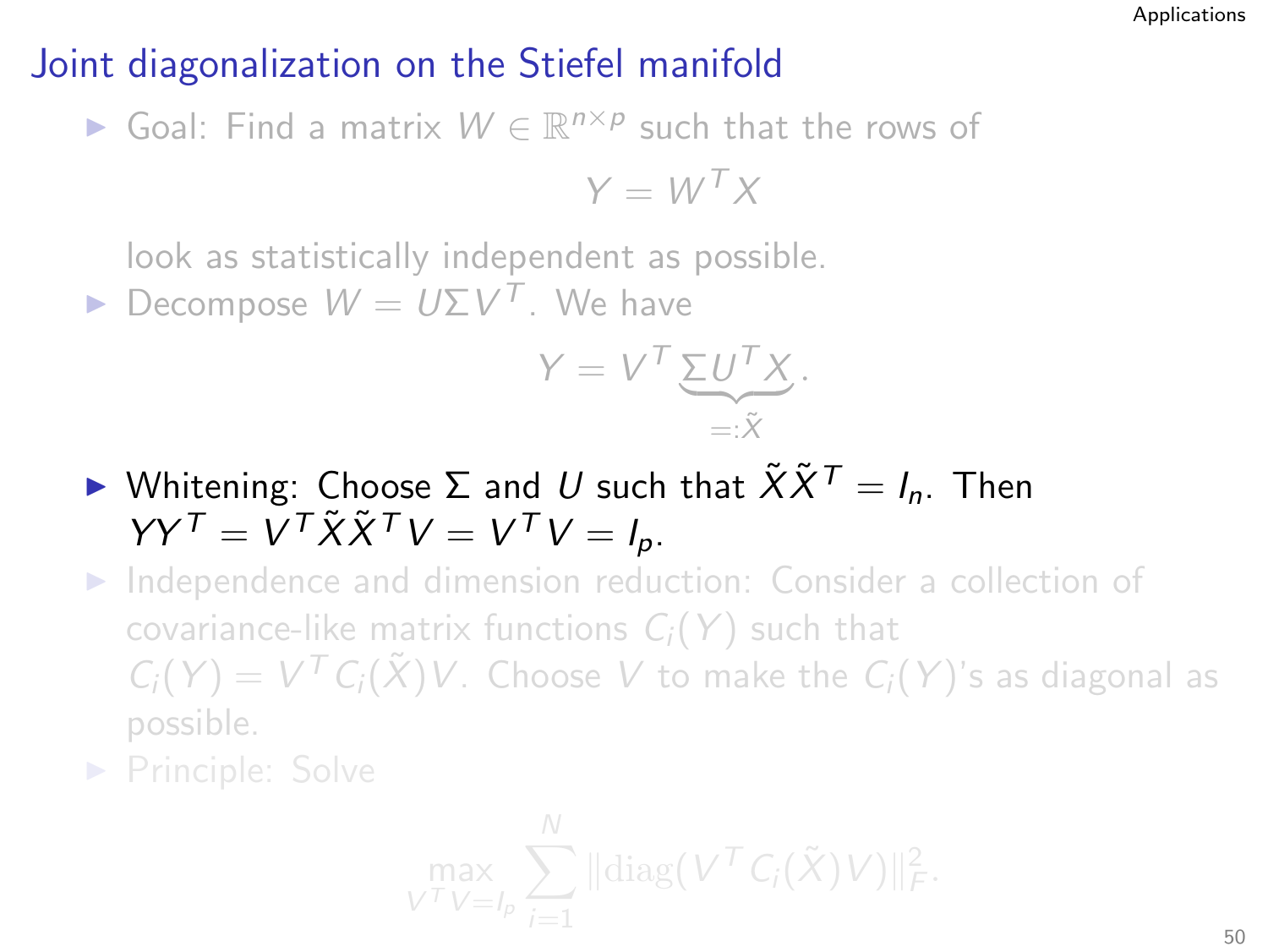## Joint diagonalization on the Stiefel manifold

- Goal: Find a matrix $W \in \mathbb{R}^{n\times p}$ such that the rows of

$$Y = W^T X$$

  look as statistically independent as possible.

- Decompose $W = U\Sigma V^T$. We have

$$Y = V^T \underbrace{\Sigma U^T X}_{=:\tilde{X}}.$$

- Whitening: Choose $\Sigma$ and $U$ such that $\tilde{X}\tilde{X}^T = I_n$. Then $YY^T = V^T\tilde{X}\tilde{X}^T V = V^T V = I_p$.

- Independence and dimension reduction: Consider a collection of covariance-like matrix functions $C_i(Y)$ such that $C_i(Y) = V^T C_i(\tilde{X}) V$. Choose $V$ to make the $C_i(Y)$'s as diagonal as possible.

- Principle: Solve

$$\max_{V^T V = I_p} \sum_{i=1}^{N} \|\mathrm{diag}(V^T C_i(\tilde{X}) V)\|_F^2.$$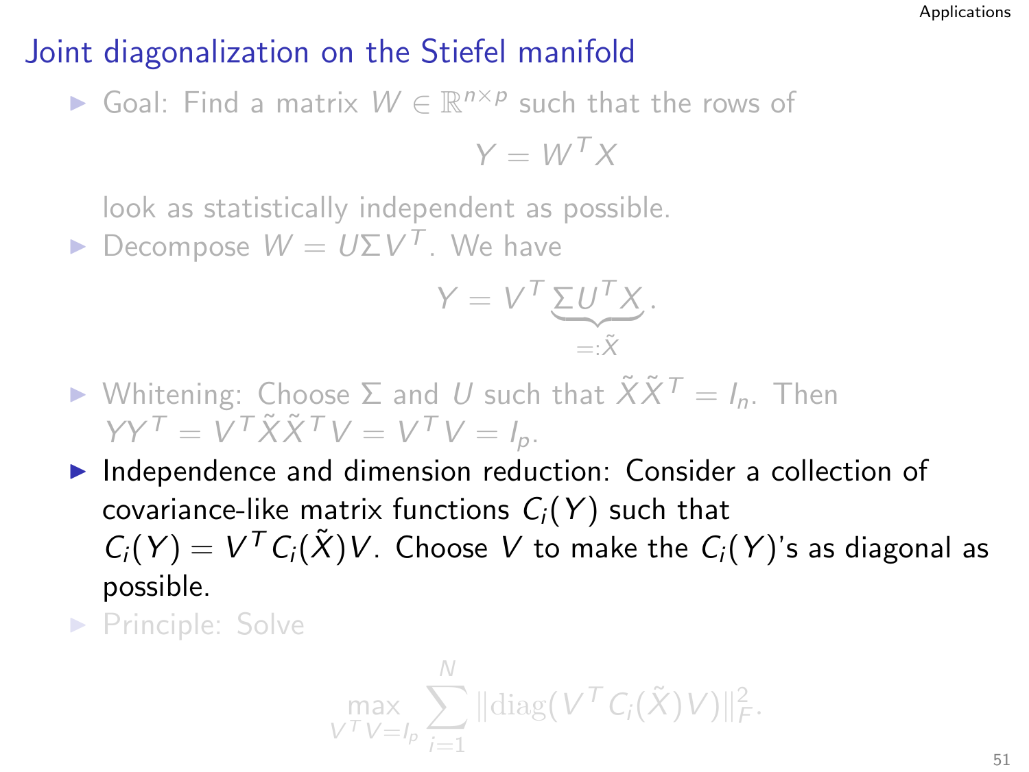# Joint diagonalization on the Stiefel manifold

- Goal: Find a matrix $W \in \mathbb{R}^{n \times p}$ such that the rows of

$$Y = W^T X$$

look as statistically independent as possible.

- Decompose $W = U \Sigma V^T$. We have

$$Y = V^T \underbrace{\Sigma U^T X}_{=: \tilde{X}}.$$

- Whitening: Choose $\Sigma$ and $U$ such that $\tilde{X}\tilde{X}^T = I_n$. Then $YY^T = V^T \tilde{X}\tilde{X}^T V = V^T V = I_p$.
- Independence and dimension reduction: Consider a collection of covariance-like matrix functions $C_i(Y)$ such that $C_i(Y) = V^T C_i(\tilde{X}) V$. Choose $V$ to make the $C_i(Y)$'s as diagonal as possible.
- Principle: Solve

$$\max_{V^T V = I_p} \sum_{i=1}^{N} \|\mathrm{diag}(V^T C_i(\tilde{X}) V)\|_F^2.$$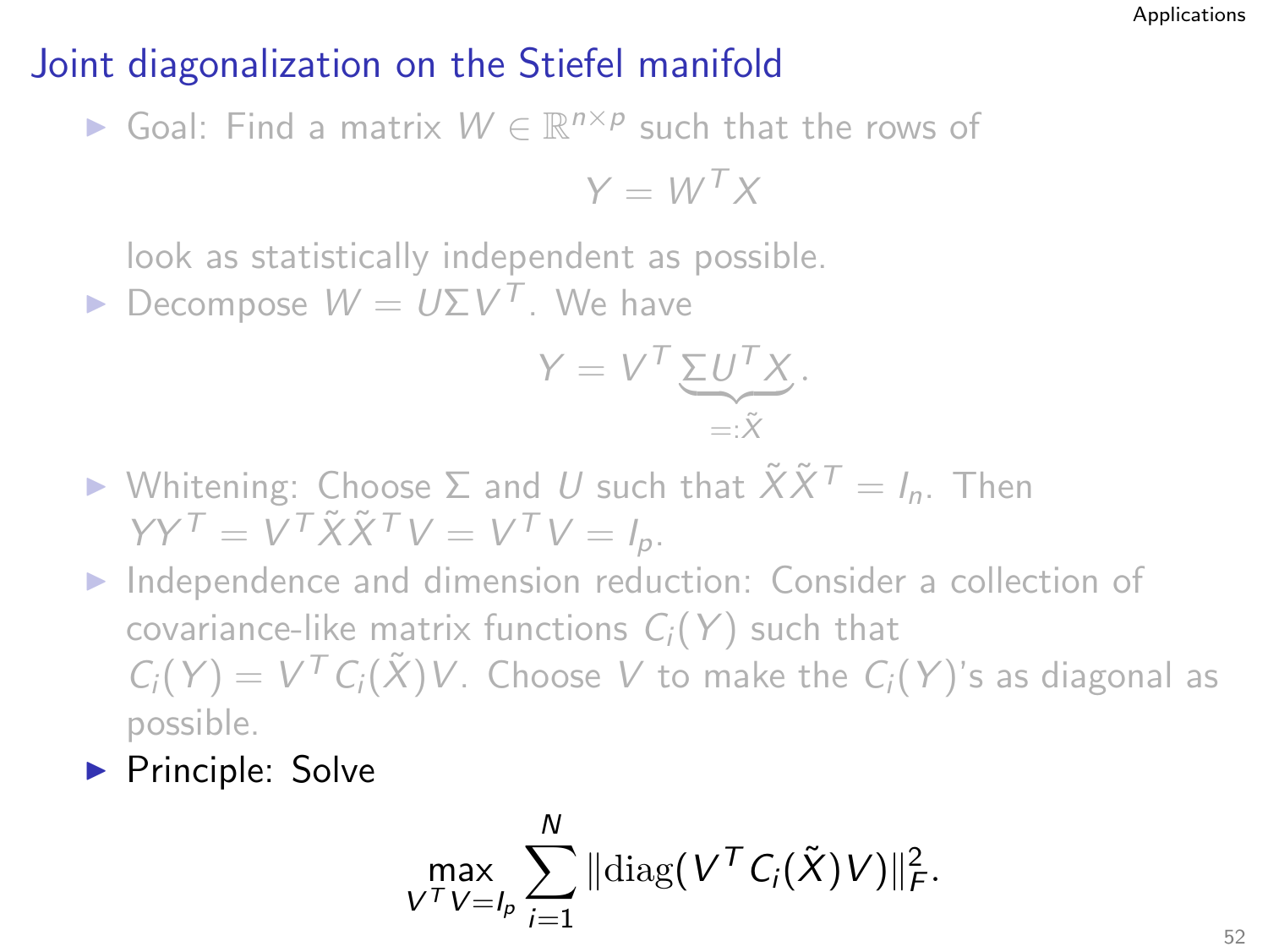# Joint diagonalization on the Stiefel manifold

- Goal: Find a matrix $W \in \mathbb{R}^{n \times p}$ such that the rows of

$$Y = W^T X$$

  look as statistically independent as possible.
- Decompose $W = U \Sigma V^T$. We have

$$Y = V^T \underbrace{\Sigma U^T X}_{=:\tilde{X}}.$$

- Whitening: Choose $\Sigma$ and $U$ such that $\tilde{X}\tilde{X}^T = I_n$. Then $YY^T = V^T \tilde{X}\tilde{X}^T V = V^T V = I_p$.
- Independence and dimension reduction: Consider a collection of covariance-like matrix functions $C_i(Y)$ such that $C_i(Y) = V^T C_i(\tilde{X}) V$. Choose $V$ to make the $C_i(Y)$'s as diagonal as possible.
- Principle: Solve

$$\max_{V^T V = I_p} \sum_{i=1}^{N} \|\mathrm{diag}(V^T C_i(\tilde{X}) V)\|_F^2.$$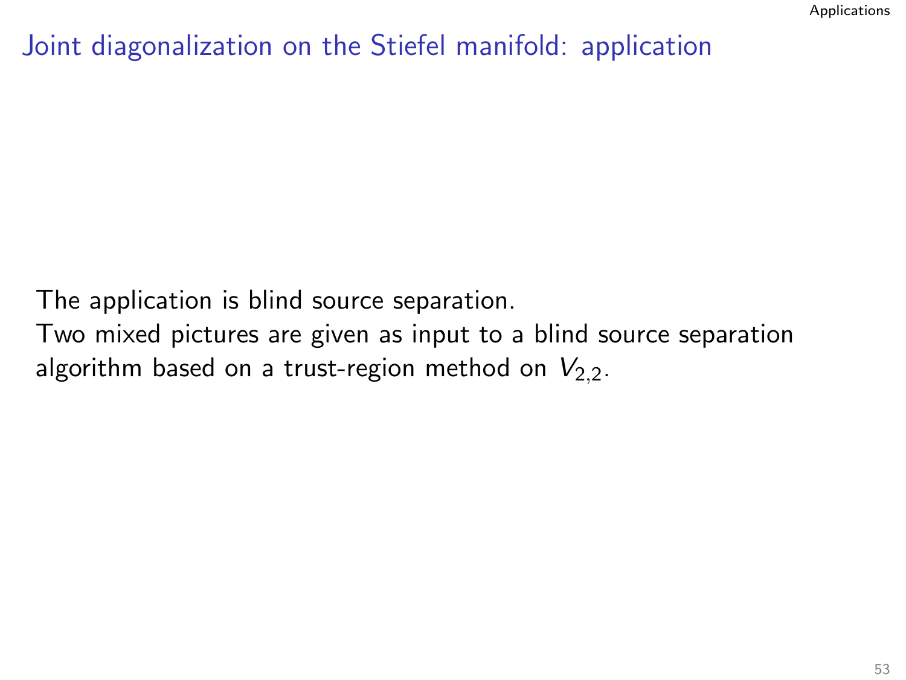# Joint diagonalization on the Stiefel manifold: application

The application is blind source separation.
Two mixed pictures are given as input to a blind source separation algorithm based on a trust-region method on $V_{2,2}$.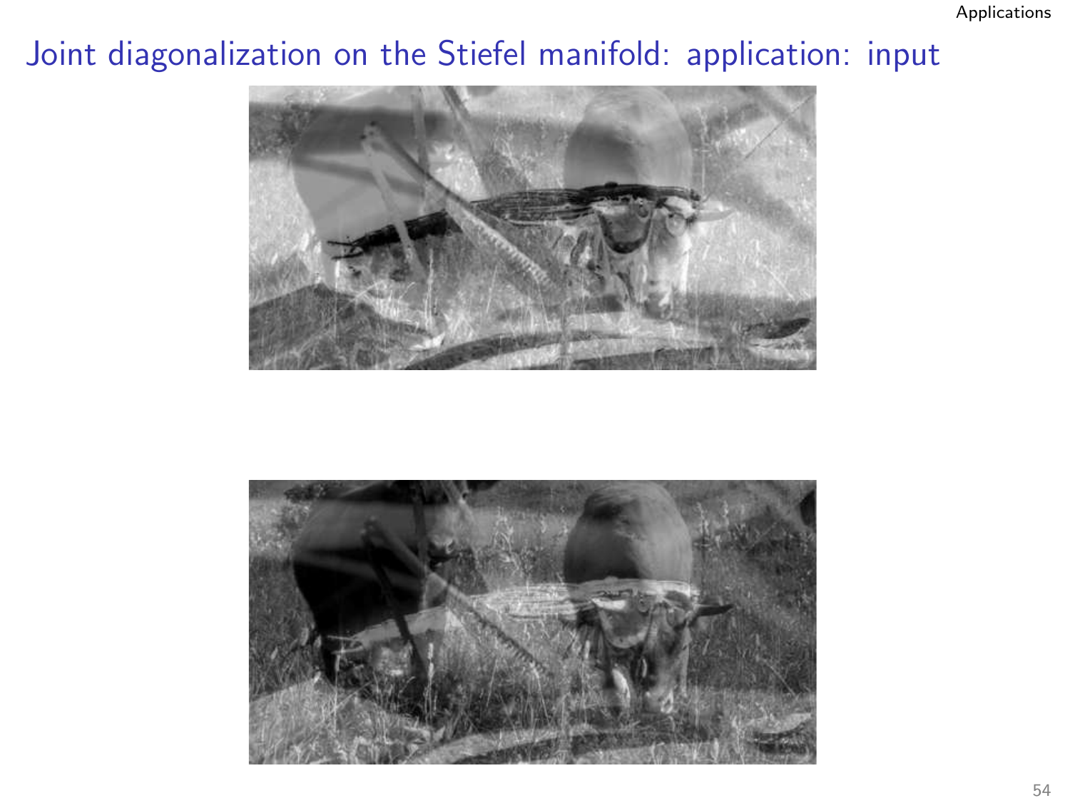# Joint diagonalization on the Stiefel manifold: application: input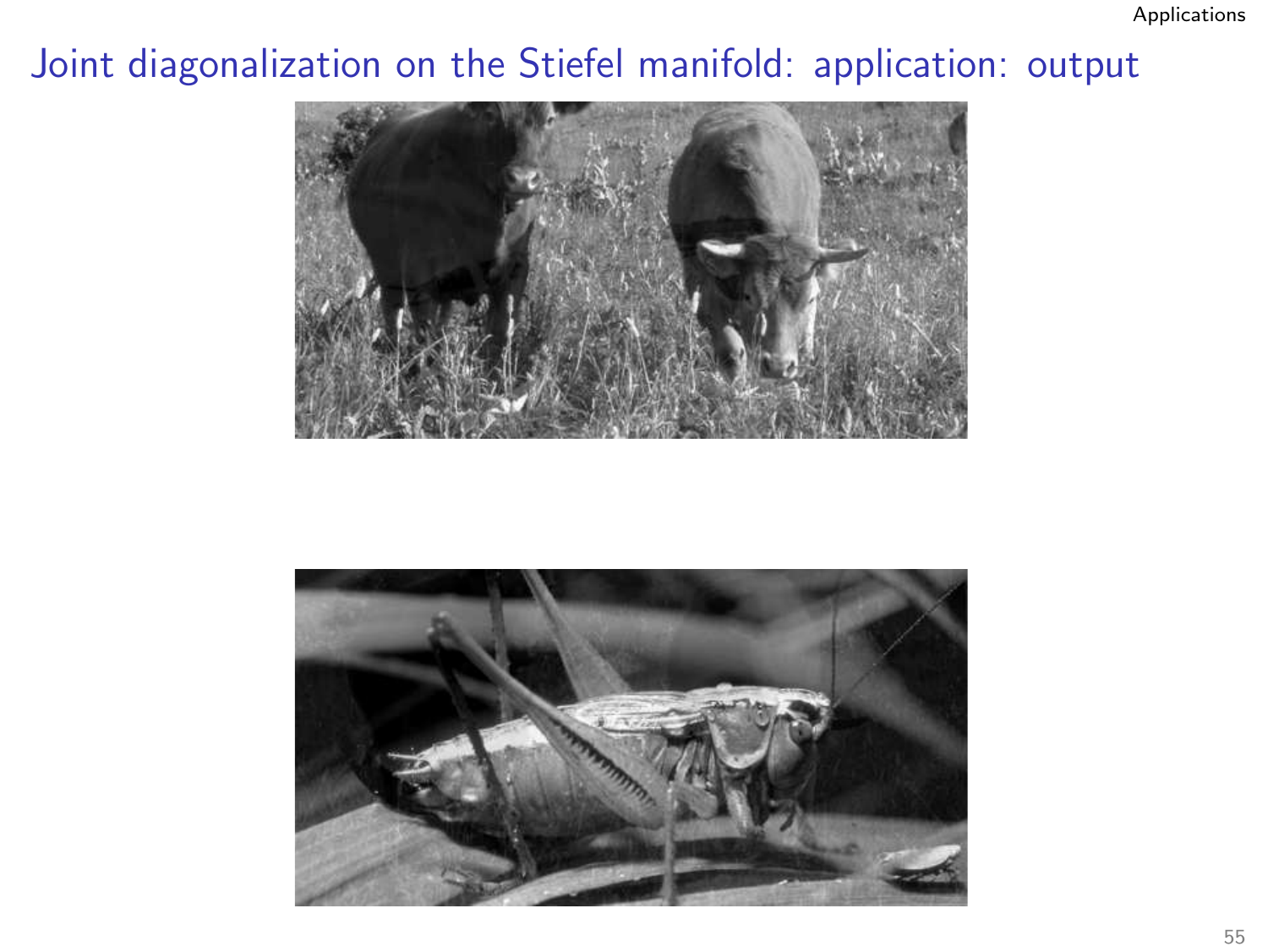# Joint diagonalization on the Stiefel manifold: application: output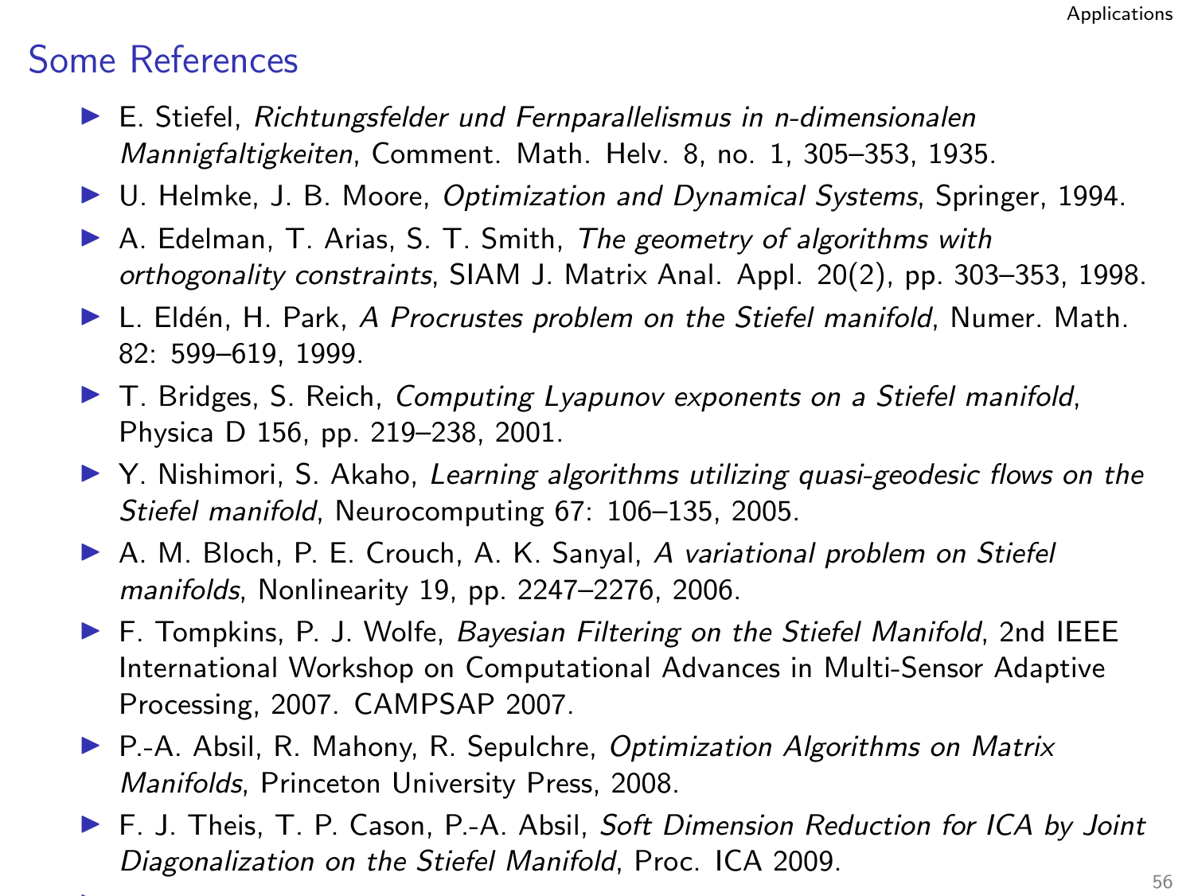## Some References

- E. Stiefel, *Richtungsfelder und Fernparallelismus in n-dimensionalen Mannigfaltigkeiten*, Comment. Math. Helv. 8, no. 1, 305–353, 1935.
- U. Helmke, J. B. Moore, *Optimization and Dynamical Systems*, Springer, 1994.
- A. Edelman, T. Arias, S. T. Smith, *The geometry of algorithms with orthogonality constraints*, SIAM J. Matrix Anal. Appl. 20(2), pp. 303–353, 1998.
- L. Eldén, H. Park, *A Procrustes problem on the Stiefel manifold*, Numer. Math. 82: 599–619, 1999.
- T. Bridges, S. Reich, *Computing Lyapunov exponents on a Stiefel manifold*, Physica D 156, pp. 219–238, 2001.
- Y. Nishimori, S. Akaho, *Learning algorithms utilizing quasi-geodesic flows on the Stiefel manifold*, Neurocomputing 67: 106–135, 2005.
- A. M. Bloch, P. E. Crouch, A. K. Sanyal, *A variational problem on Stiefel manifolds*, Nonlinearity 19, pp. 2247–2276, 2006.
- F. Tompkins, P. J. Wolfe, *Bayesian Filtering on the Stiefel Manifold*, 2nd IEEE International Workshop on Computational Advances in Multi-Sensor Adaptive Processing, 2007. CAMPSAP 2007.
- P.-A. Absil, R. Mahony, R. Sepulchre, *Optimization Algorithms on Matrix Manifolds*, Princeton University Press, 2008.
- F. J. Theis, T. P. Cason, P.-A. Absil, *Soft Dimension Reduction for ICA by Joint Diagonalization on the Stiefel Manifold*, Proc. ICA 2009.